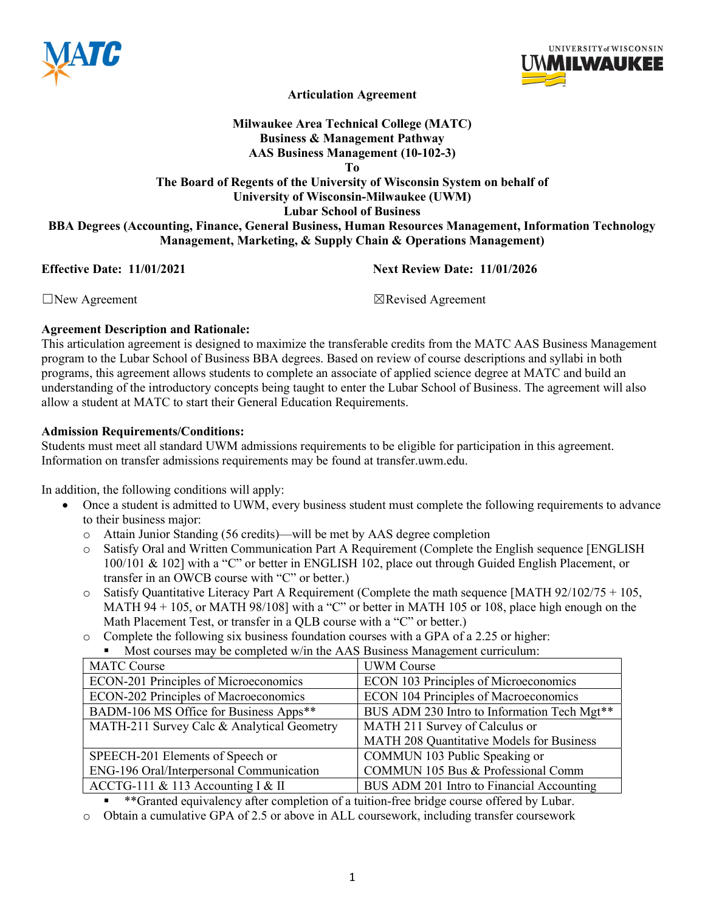**Articulation Agreement**

**Milwaukee Area Technical College (MATC)**
**Business & Management Pathway**
**AAS Business Management (10-102-3)**
**To**
**The Board of Regents of the University of Wisconsin System on behalf of**
**University of Wisconsin-Milwaukee (UWM)**
**Lubar School of Business**
**BBA Degrees (Accounting, Finance, General Business, Human Resources Management, Information Technology Management, Marketing, & Supply Chain & Operations Management)**

**Effective Date: 11/01/2021** **Next Review Date: 11/01/2026**

☐New Agreement ☒Revised Agreement

**Agreement Description and Rationale:**
This articulation agreement is designed to maximize the transferable credits from the MATC AAS Business Management program to the Lubar School of Business BBA degrees. Based on review of course descriptions and syllabi in both programs, this agreement allows students to complete an associate of applied science degree at MATC and build an understanding of the introductory concepts being taught to enter the Lubar School of Business. The agreement will also allow a student at MATC to start their General Education Requirements.

**Admission Requirements/Conditions:**
Students must meet all standard UWM admissions requirements to be eligible for participation in this agreement. Information on transfer admissions requirements may be found at transfer.uwm.edu.

In addition, the following conditions will apply:

- Once a student is admitted to UWM, every business student must complete the following requirements to advance to their business major:
  - Attain Junior Standing (56 credits)—will be met by AAS degree completion
  - Satisfy Oral and Written Communication Part A Requirement (Complete the English sequence [ENGLISH 100/101 & 102] with a "C" or better in ENGLISH 102, place out through Guided English Placement, or transfer in an OWCB course with "C" or better.)
  - Satisfy Quantitative Literacy Part A Requirement (Complete the math sequence [MATH 92/102/75 + 105, MATH 94 + 105, or MATH 98/108] with a "C" or better in MATH 105 or 108, place high enough on the Math Placement Test, or transfer in a QLB course with a "C" or better.)
  - Complete the following six business foundation courses with a GPA of a 2.25 or higher:
    - Most courses may be completed w/in the AAS Business Management curriculum:

| MATC Course | UWM Course |
|---|---|
| ECON-201 Principles of Microeconomics | ECON 103 Principles of Microeconomics |
| ECON-202 Principles of Macroeconomics | ECON 104 Principles of Macroeconomics |
| BADM-106 MS Office for Business Apps** | BUS ADM 230 Intro to Information Tech Mgt** |
| MATH-211 Survey Calc & Analytical Geometry | MATH 211 Survey of Calculus or MATH 208 Quantitative Models for Business |
| SPEECH-201 Elements of Speech or ENG-196 Oral/Interpersonal Communication | COMMUN 103 Public Speaking or COMMUN 105 Bus & Professional Comm |
| ACCTG-111 & 113 Accounting I & II | BUS ADM 201 Intro to Financial Accounting |

    - **Granted equivalency after completion of a tuition-free bridge course offered by Lubar.
  - Obtain a cumulative GPA of 2.5 or above in ALL coursework, including transfer coursework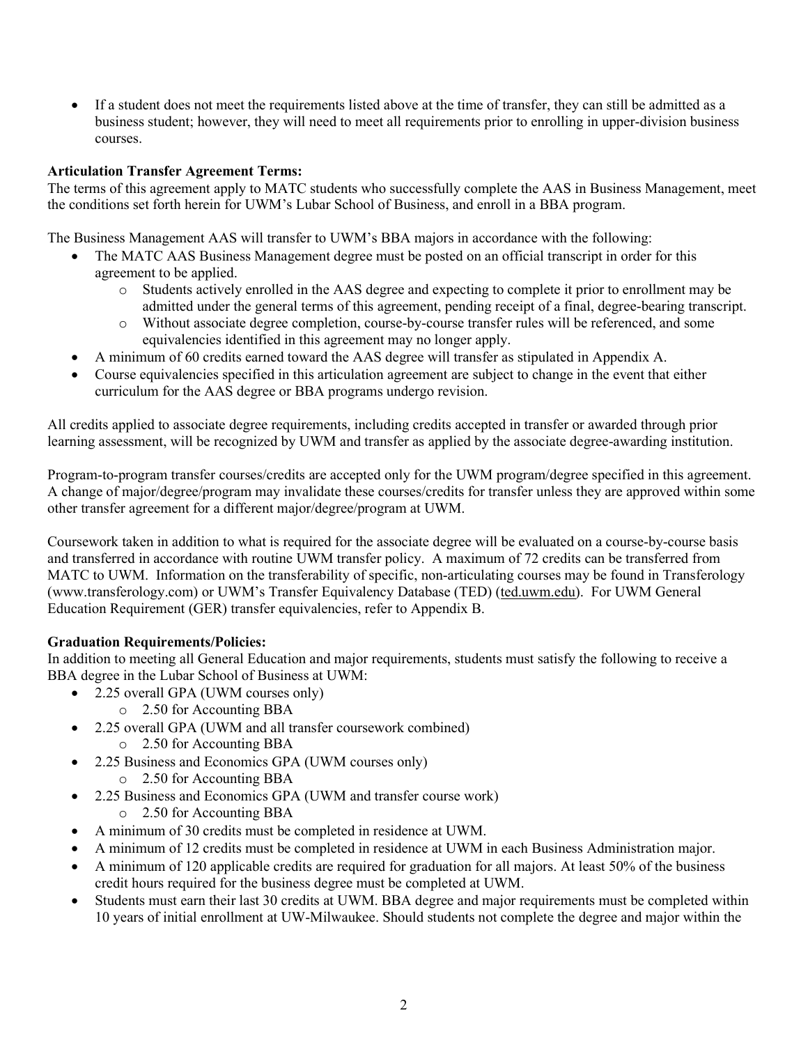- If a student does not meet the requirements listed above at the time of transfer, they can still be admitted as a business student; however, they will need to meet all requirements prior to enrolling in upper-division business courses.

**Articulation Transfer Agreement Terms:**
The terms of this agreement apply to MATC students who successfully complete the AAS in Business Management, meet the conditions set forth herein for UWM's Lubar School of Business, and enroll in a BBA program.

The Business Management AAS will transfer to UWM's BBA majors in accordance with the following:

- The MATC AAS Business Management degree must be posted on an official transcript in order for this agreement to be applied.
  - Students actively enrolled in the AAS degree and expecting to complete it prior to enrollment may be admitted under the general terms of this agreement, pending receipt of a final, degree-bearing transcript.
  - Without associate degree completion, course-by-course transfer rules will be referenced, and some equivalencies identified in this agreement may no longer apply.
- A minimum of 60 credits earned toward the AAS degree will transfer as stipulated in Appendix A.
- Course equivalencies specified in this articulation agreement are subject to change in the event that either curriculum for the AAS degree or BBA programs undergo revision.

All credits applied to associate degree requirements, including credits accepted in transfer or awarded through prior learning assessment, will be recognized by UWM and transfer as applied by the associate degree-awarding institution.

Program-to-program transfer courses/credits are accepted only for the UWM program/degree specified in this agreement. A change of major/degree/program may invalidate these courses/credits for transfer unless they are approved within some other transfer agreement for a different major/degree/program at UWM.

Coursework taken in addition to what is required for the associate degree will be evaluated on a course-by-course basis and transferred in accordance with routine UWM transfer policy. A maximum of 72 credits can be transferred from MATC to UWM. Information on the transferability of specific, non-articulating courses may be found in Transferology (www.transferology.com) or UWM's Transfer Equivalency Database (TED) (ted.uwm.edu). For UWM General Education Requirement (GER) transfer equivalencies, refer to Appendix B.

**Graduation Requirements/Policies:**
In addition to meeting all General Education and major requirements, students must satisfy the following to receive a BBA degree in the Lubar School of Business at UWM:

- 2.25 overall GPA (UWM courses only)
  - 2.50 for Accounting BBA
- 2.25 overall GPA (UWM and all transfer coursework combined)
  - 2.50 for Accounting BBA
- 2.25 Business and Economics GPA (UWM courses only)
  - 2.50 for Accounting BBA
- 2.25 Business and Economics GPA (UWM and transfer course work)
  - 2.50 for Accounting BBA
- A minimum of 30 credits must be completed in residence at UWM.
- A minimum of 12 credits must be completed in residence at UWM in each Business Administration major.
- A minimum of 120 applicable credits are required for graduation for all majors. At least 50% of the business credit hours required for the business degree must be completed at UWM.
- Students must earn their last 30 credits at UWM. BBA degree and major requirements must be completed within 10 years of initial enrollment at UW-Milwaukee. Should students not complete the degree and major within the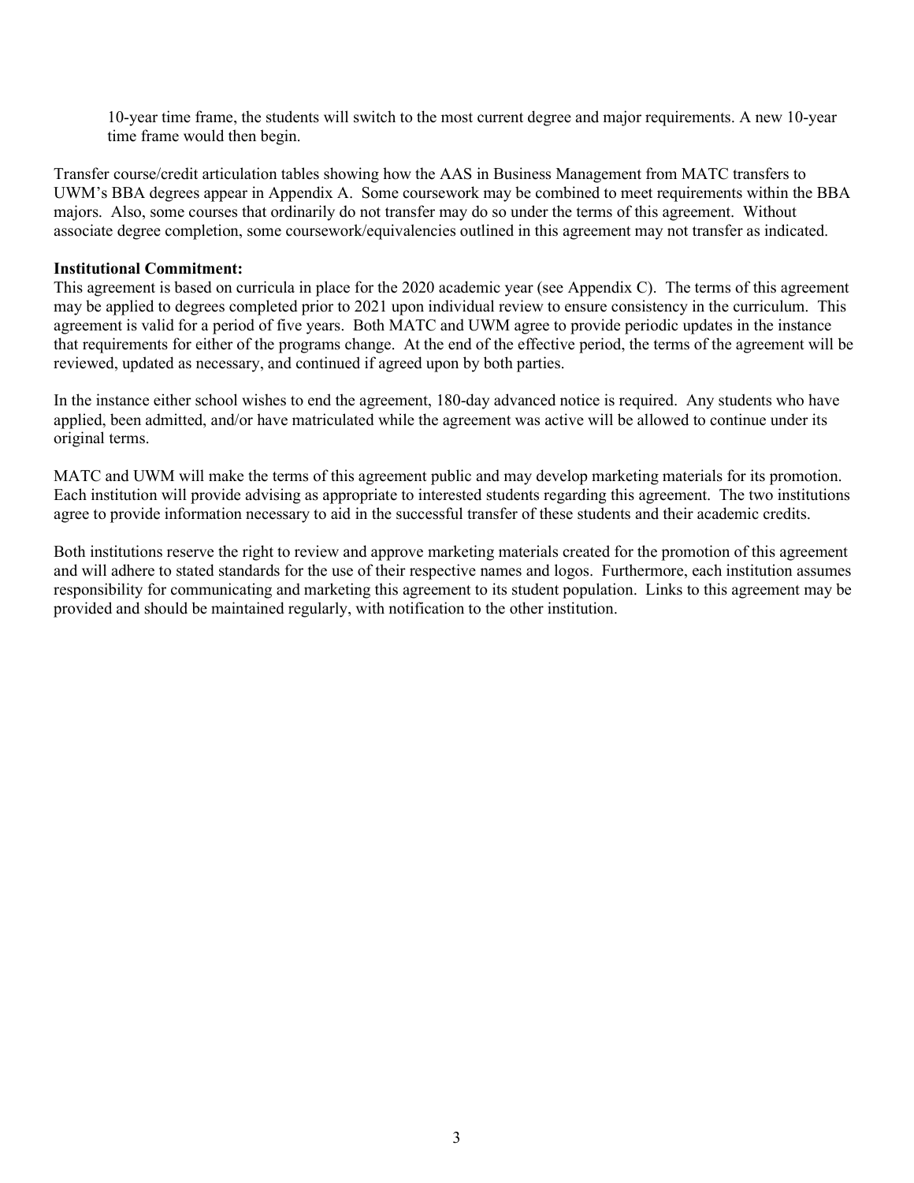10-year time frame, the students will switch to the most current degree and major requirements. A new 10-year time frame would then begin.

Transfer course/credit articulation tables showing how the AAS in Business Management from MATC transfers to UWM's BBA degrees appear in Appendix A. Some coursework may be combined to meet requirements within the BBA majors. Also, some courses that ordinarily do not transfer may do so under the terms of this agreement. Without associate degree completion, some coursework/equivalencies outlined in this agreement may not transfer as indicated.

**Institutional Commitment:**
This agreement is based on curricula in place for the 2020 academic year (see Appendix C). The terms of this agreement may be applied to degrees completed prior to 2021 upon individual review to ensure consistency in the curriculum. This agreement is valid for a period of five years. Both MATC and UWM agree to provide periodic updates in the instance that requirements for either of the programs change. At the end of the effective period, the terms of the agreement will be reviewed, updated as necessary, and continued if agreed upon by both parties.

In the instance either school wishes to end the agreement, 180-day advanced notice is required. Any students who have applied, been admitted, and/or have matriculated while the agreement was active will be allowed to continue under its original terms.

MATC and UWM will make the terms of this agreement public and may develop marketing materials for its promotion. Each institution will provide advising as appropriate to interested students regarding this agreement. The two institutions agree to provide information necessary to aid in the successful transfer of these students and their academic credits.

Both institutions reserve the right to review and approve marketing materials created for the promotion of this agreement and will adhere to stated standards for the use of their respective names and logos. Furthermore, each institution assumes responsibility for communicating and marketing this agreement to its student population. Links to this agreement may be provided and should be maintained regularly, with notification to the other institution.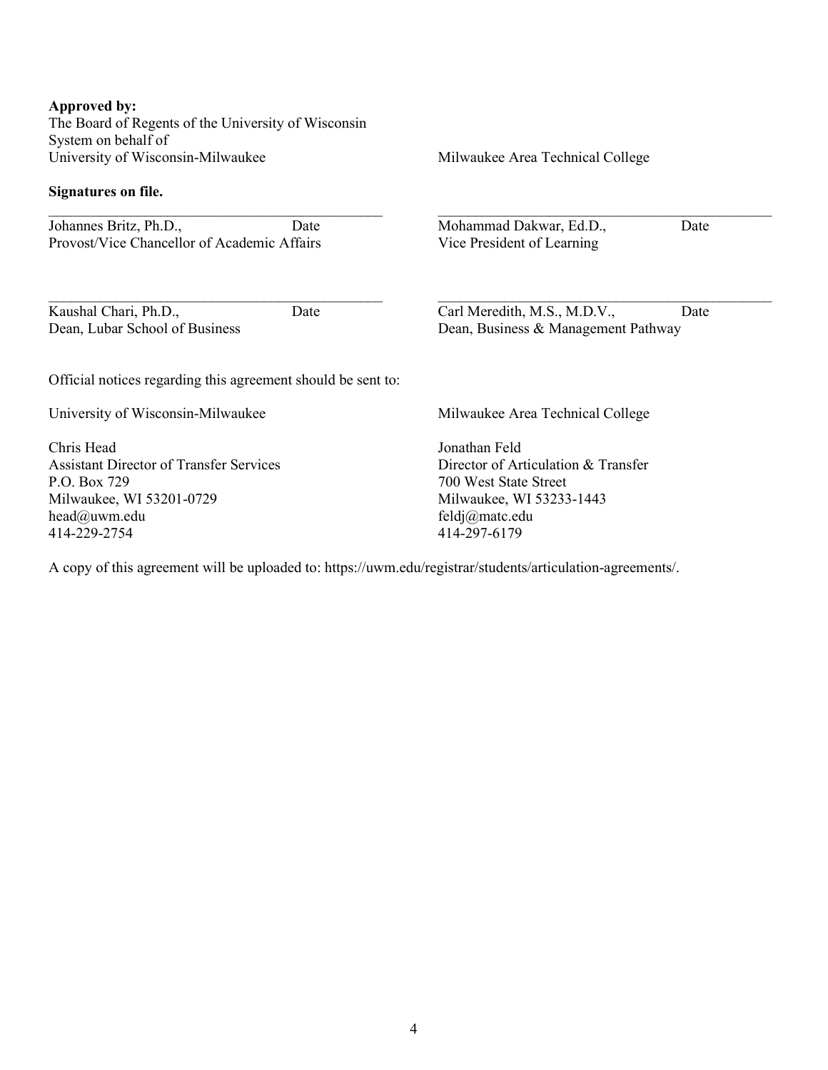**Approved by:**

The Board of Regents of the University of Wisconsin System on behalf of
University of Wisconsin-Milwaukee

**Signatures on file.**

\_\_\_\_\_\_\_\_\_\_\_\_\_\_\_\_\_\_\_\_\_\_\_\_\_\_\_\_\_\_\_\_\_\_\_\_\_\_\_\_
Johannes Britz, Ph.D., Date
Provost/Vice Chancellor of Academic Affairs

\_\_\_\_\_\_\_\_\_\_\_\_\_\_\_\_\_\_\_\_\_\_\_\_\_\_\_\_\_\_\_\_\_\_\_\_\_\_\_\_
Kaushal Chari, Ph.D., Date
Dean, Lubar School of Business

Milwaukee Area Technical College

\_\_\_\_\_\_\_\_\_\_\_\_\_\_\_\_\_\_\_\_\_\_\_\_\_\_\_\_\_\_\_\_\_\_\_\_\_\_\_\_
Mohammad Dakwar, Ed.D., Date
Vice President of Learning

\_\_\_\_\_\_\_\_\_\_\_\_\_\_\_\_\_\_\_\_\_\_\_\_\_\_\_\_\_\_\_\_\_\_\_\_\_\_\_\_
Carl Meredith, M.S., M.D.V., Date
Dean, Business & Management Pathway

Official notices regarding this agreement should be sent to:

University of Wisconsin-Milwaukee

Chris Head
Assistant Director of Transfer Services
P.O. Box 729
Milwaukee, WI 53201-0729
head@uwm.edu
414-229-2754

Milwaukee Area Technical College

Jonathan Feld
Director of Articulation & Transfer
700 West State Street
Milwaukee, WI 53233-1443
feldj@matc.edu
414-297-6179

A copy of this agreement will be uploaded to: https://uwm.edu/registrar/students/articulation-agreements/.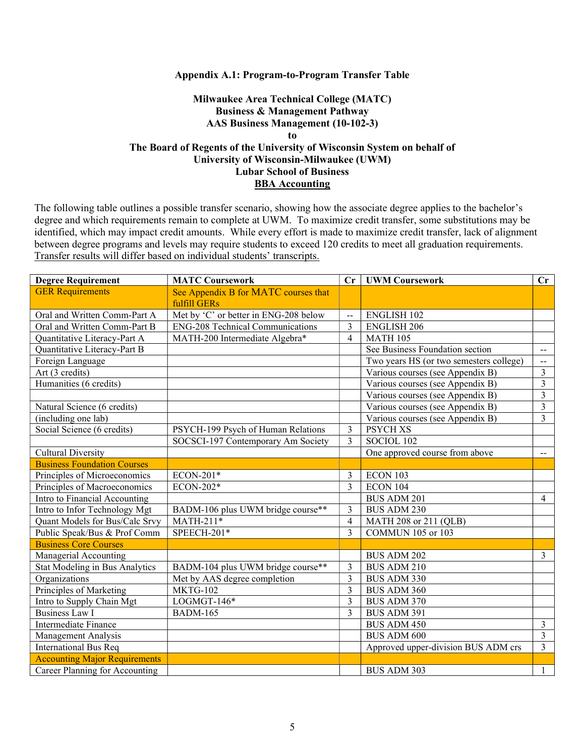**Appendix A.1: Program-to-Program Transfer Table**

**Milwaukee Area Technical College (MATC)**
**Business & Management Pathway**
**AAS Business Management (10-102-3)**
**to**
**The Board of Regents of the University of Wisconsin System on behalf of**
**University of Wisconsin-Milwaukee (UWM)**
**Lubar School of Business**
**BBA Accounting**

The following table outlines a possible transfer scenario, showing how the associate degree applies to the bachelor's degree and which requirements remain to complete at UWM. To maximize credit transfer, some substitutions may be identified, which may impact credit amounts. While every effort is made to maximize credit transfer, lack of alignment between degree programs and levels may require students to exceed 120 credits to meet all graduation requirements. Transfer results will differ based on individual students' transcripts.

| Degree Requirement | MATC Coursework | Cr | UWM Coursework | Cr |
|---|---|---|---|---|
| GER Requirements | See Appendix B for MATC courses that fulfill GERs | | | |
| Oral and Written Comm-Part A | Met by 'C' or better in ENG-208 below | -- | ENGLISH 102 | |
| Oral and Written Comm-Part B | ENG-208 Technical Communications | 3 | ENGLISH 206 | |
| Quantitative Literacy-Part A | MATH-200 Intermediate Algebra* | 4 | MATH 105 | |
| Quantitative Literacy-Part B | | | See Business Foundation section | -- |
| Foreign Language | | | Two years HS (or two semesters college) | -- |
| Art (3 credits) | | | Various courses (see Appendix B) | 3 |
| Humanities (6 credits) | | | Various courses (see Appendix B) | 3 |
| | | | Various courses (see Appendix B) | 3 |
| Natural Science (6 credits) | | | Various courses (see Appendix B) | 3 |
| (including one lab) | | | Various courses (see Appendix B) | 3 |
| Social Science (6 credits) | PSYCH-199 Psych of Human Relations | 3 | PSYCH XS | |
| | SOCSCI-197 Contemporary Am Society | 3 | SOCIOL 102 | |
| Cultural Diversity | | | One approved course from above | -- |
| Business Foundation Courses | | | | |
| Principles of Microeconomics | ECON-201* | 3 | ECON 103 | |
| Principles of Macroeconomics | ECON-202* | 3 | ECON 104 | |
| Intro to Financial Accounting | | | BUS ADM 201 | 4 |
| Intro to Infor Technology Mgt | BADM-106 plus UWM bridge course** | 3 | BUS ADM 230 | |
| Quant Models for Bus/Calc Srvy | MATH-211* | 4 | MATH 208 or 211 (QLB) | |
| Public Speak/Bus & Prof Comm | SPEECH-201* | 3 | COMMUN 105 or 103 | |
| Business Core Courses | | | | |
| Managerial Accounting | | | BUS ADM 202 | 3 |
| Stat Modeling in Bus Analytics | BADM-104 plus UWM bridge course** | 3 | BUS ADM 210 | |
| Organizations | Met by AAS degree completion | 3 | BUS ADM 330 | |
| Principles of Marketing | MKTG-102 | 3 | BUS ADM 360 | |
| Intro to Supply Chain Mgt | LOGMGT-146* | 3 | BUS ADM 370 | |
| Business Law I | BADM-165 | 3 | BUS ADM 391 | |
| Intermediate Finance | | | BUS ADM 450 | 3 |
| Management Analysis | | | BUS ADM 600 | 3 |
| International Bus Req | | | Approved upper-division BUS ADM crs | 3 |
| Accounting Major Requirements | | | | |
| Career Planning for Accounting | | | BUS ADM 303 | 1 |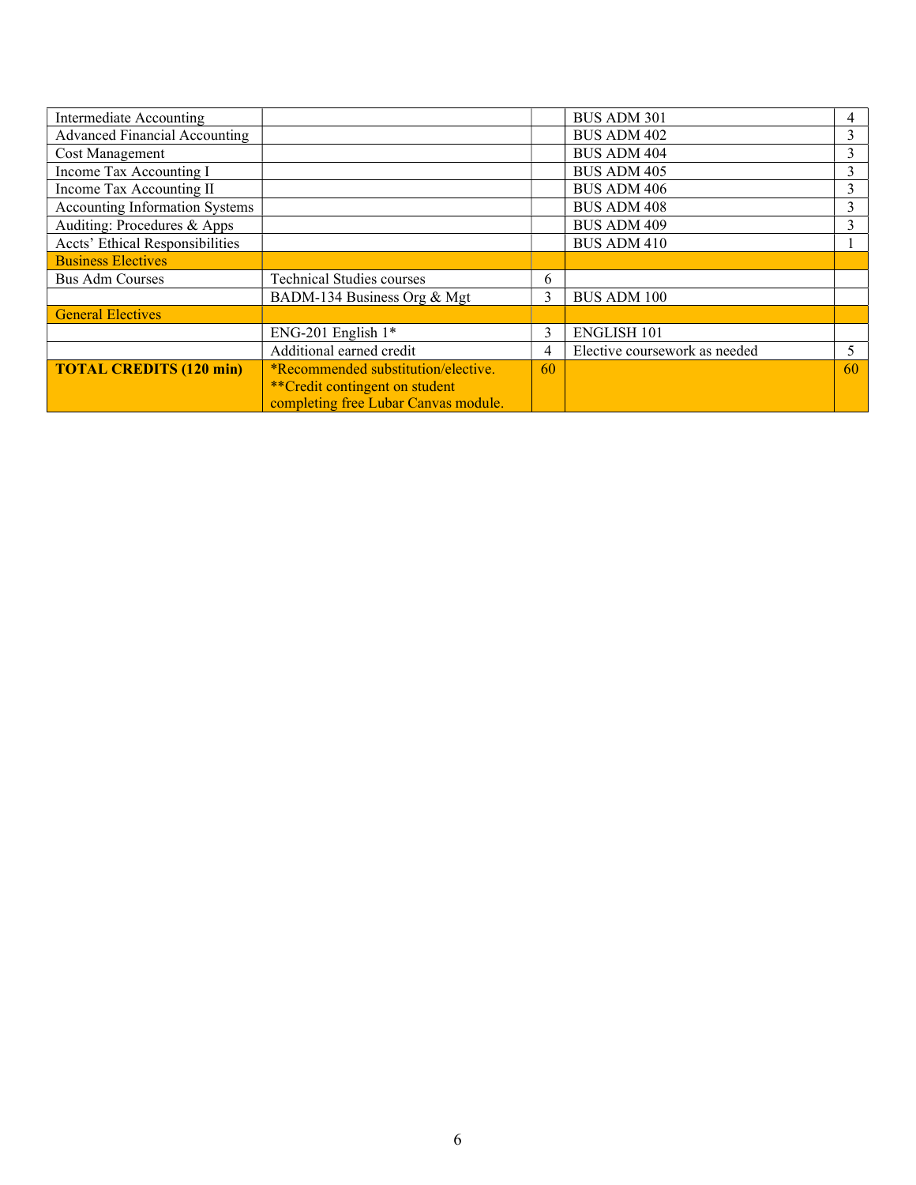| | | | | |
|---|---|---|---|---|
| Intermediate Accounting | | | BUS ADM 301 | 4 |
| Advanced Financial Accounting | | | BUS ADM 402 | 3 |
| Cost Management | | | BUS ADM 404 | 3 |
| Income Tax Accounting I | | | BUS ADM 405 | 3 |
| Income Tax Accounting II | | | BUS ADM 406 | 3 |
| Accounting Information Systems | | | BUS ADM 408 | 3 |
| Auditing: Procedures & Apps | | | BUS ADM 409 | 3 |
| Accts' Ethical Responsibilities | | | BUS ADM 410 | 1 |
| Business Electives | | | | |
| Bus Adm Courses | Technical Studies courses | 6 | | |
| | BADM-134 Business Org & Mgt | 3 | BUS ADM 100 | |
| General Electives | | | | |
| | ENG-201 English 1* | 3 | ENGLISH 101 | |
| | Additional earned credit | 4 | Elective coursework as needed | 5 |
| **TOTAL CREDITS (120 min)** | *Recommended substitution/elective. **Credit contingent on student completing free Lubar Canvas module. | 60 | | 60 |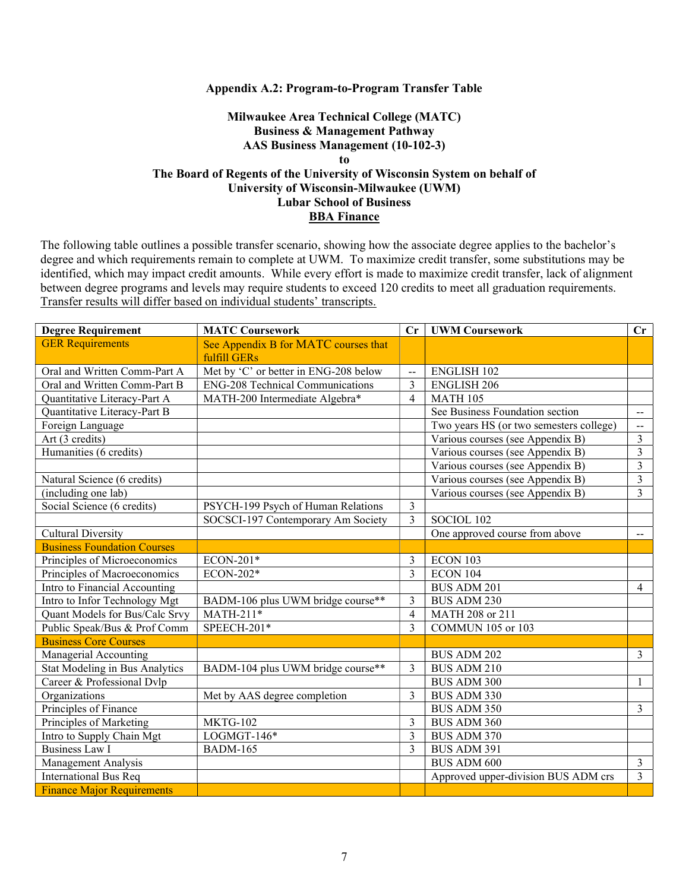**Appendix A.2: Program-to-Program Transfer Table**

**Milwaukee Area Technical College (MATC)**
**Business & Management Pathway**
**AAS Business Management (10-102-3)**
**to**
**The Board of Regents of the University of Wisconsin System on behalf of**
**University of Wisconsin-Milwaukee (UWM)**
**Lubar School of Business**
**BBA Finance**

The following table outlines a possible transfer scenario, showing how the associate degree applies to the bachelor's degree and which requirements remain to complete at UWM. To maximize credit transfer, some substitutions may be identified, which may impact credit amounts. While every effort is made to maximize credit transfer, lack of alignment between degree programs and levels may require students to exceed 120 credits to meet all graduation requirements. Transfer results will differ based on individual students' transcripts.

| Degree Requirement | MATC Coursework | Cr | UWM Coursework | Cr |
|---|---|---|---|---|
| GER Requirements | See Appendix B for MATC courses that fulfill GERs | | | |
| Oral and Written Comm-Part A | Met by 'C' or better in ENG-208 below | -- | ENGLISH 102 | |
| Oral and Written Comm-Part B | ENG-208 Technical Communications | 3 | ENGLISH 206 | |
| Quantitative Literacy-Part A | MATH-200 Intermediate Algebra* | 4 | MATH 105 | |
| Quantitative Literacy-Part B | | | See Business Foundation section | -- |
| Foreign Language | | | Two years HS (or two semesters college) | -- |
| Art (3 credits) | | | Various courses (see Appendix B) | 3 |
| Humanities (6 credits) | | | Various courses (see Appendix B) | 3 |
| | | | Various courses (see Appendix B) | 3 |
| Natural Science (6 credits) | | | Various courses (see Appendix B) | 3 |
| (including one lab) | | | Various courses (see Appendix B) | 3 |
| Social Science (6 credits) | PSYCH-199 Psych of Human Relations | 3 | | |
| | SOCSCI-197 Contemporary Am Society | 3 | SOCIOL 102 | |
| Cultural Diversity | | | One approved course from above | -- |
| Business Foundation Courses | | | | |
| Principles of Microeconomics | ECON-201* | 3 | ECON 103 | |
| Principles of Macroeconomics | ECON-202* | 3 | ECON 104 | |
| Intro to Financial Accounting | | | BUS ADM 201 | 4 |
| Intro to Infor Technology Mgt | BADM-106 plus UWM bridge course** | 3 | BUS ADM 230 | |
| Quant Models for Bus/Calc Srvy | MATH-211* | 4 | MATH 208 or 211 | |
| Public Speak/Bus & Prof Comm | SPEECH-201* | 3 | COMMUN 105 or 103 | |
| Business Core Courses | | | | |
| Managerial Accounting | | | BUS ADM 202 | 3 |
| Stat Modeling in Bus Analytics | BADM-104 plus UWM bridge course** | 3 | BUS ADM 210 | |
| Career & Professional Dvlp | | | BUS ADM 300 | 1 |
| Organizations | Met by AAS degree completion | 3 | BUS ADM 330 | |
| Principles of Finance | | | BUS ADM 350 | 3 |
| Principles of Marketing | MKTG-102 | 3 | BUS ADM 360 | |
| Intro to Supply Chain Mgt | LOGMGT-146* | 3 | BUS ADM 370 | |
| Business Law I | BADM-165 | 3 | BUS ADM 391 | |
| Management Analysis | | | BUS ADM 600 | 3 |
| International Bus Req | | | Approved upper-division BUS ADM crs | 3 |
| Finance Major Requirements | | | | |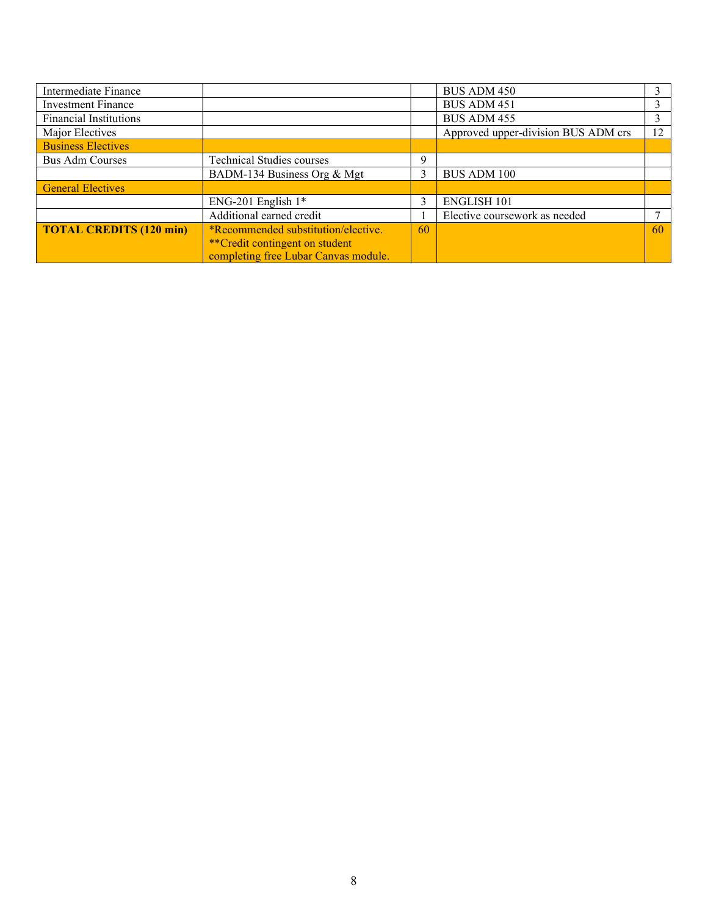| | | | | |
|---|---|---|---|---|
| Intermediate Finance | | | BUS ADM 450 | 3 |
| Investment Finance | | | BUS ADM 451 | 3 |
| Financial Institutions | | | BUS ADM 455 | 3 |
| Major Electives | | | Approved upper-division BUS ADM crs | 12 |
| Business Electives | | | | |
| Bus Adm Courses | Technical Studies courses | 9 | | |
| | BADM-134 Business Org & Mgt | 3 | BUS ADM 100 | |
| General Electives | | | | |
| | ENG-201 English 1* | 3 | ENGLISH 101 | |
| | Additional earned credit | 1 | Elective coursework as needed | 7 |
| **TOTAL CREDITS (120 min)** | *Recommended substitution/elective. **Credit contingent on student completing free Lubar Canvas module. | 60 | | 60 |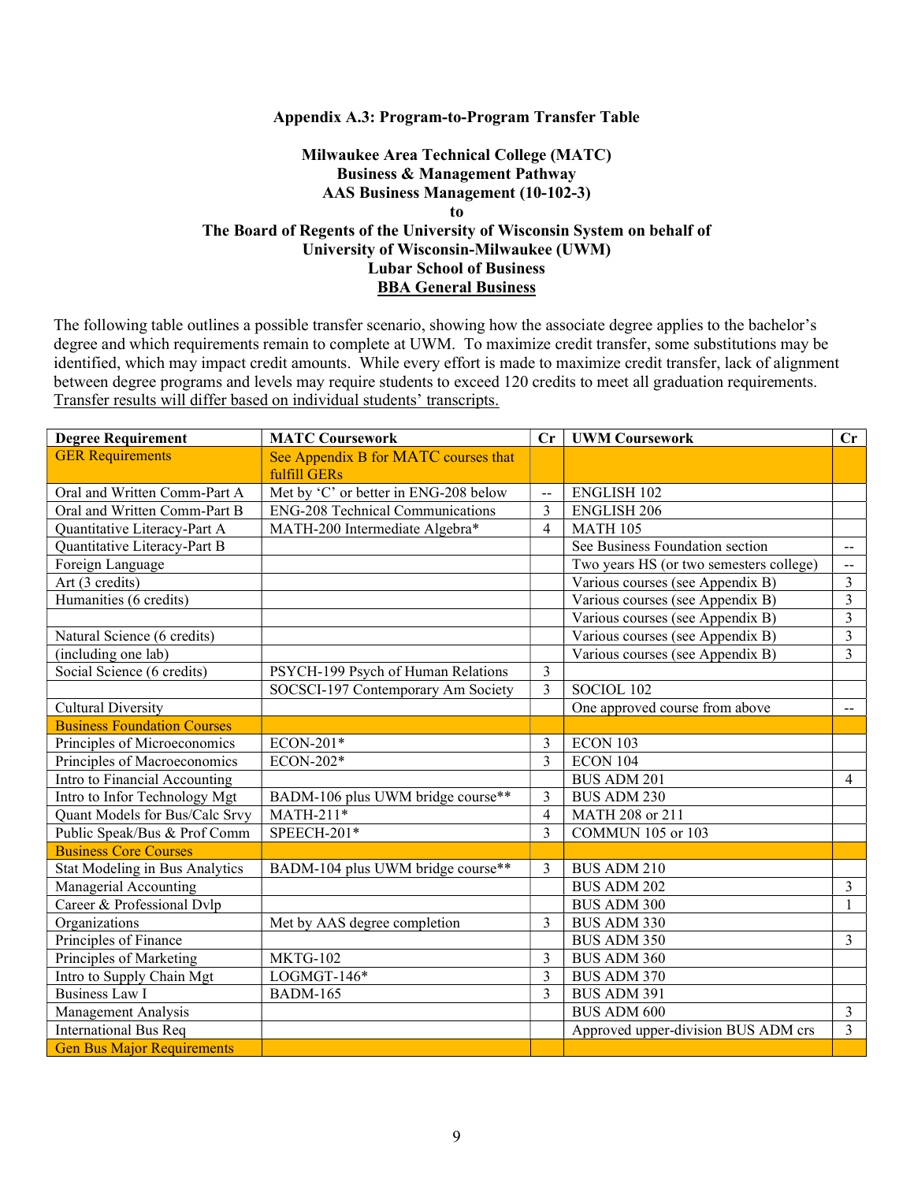**Appendix A.3: Program-to-Program Transfer Table**

**Milwaukee Area Technical College (MATC)**
**Business & Management Pathway**
**AAS Business Management (10-102-3)**
**to**
**The Board of Regents of the University of Wisconsin System on behalf of**
**University of Wisconsin-Milwaukee (UWM)**
**Lubar School of Business**
**BBA General Business**

The following table outlines a possible transfer scenario, showing how the associate degree applies to the bachelor's degree and which requirements remain to complete at UWM. To maximize credit transfer, some substitutions may be identified, which may impact credit amounts. While every effort is made to maximize credit transfer, lack of alignment between degree programs and levels may require students to exceed 120 credits to meet all graduation requirements. Transfer results will differ based on individual students' transcripts.

| Degree Requirement | MATC Coursework | Cr | UWM Coursework | Cr |
|---|---|---|---|---|
| GER Requirements | See Appendix B for MATC courses that fulfill GERs | | | |
| Oral and Written Comm-Part A | Met by 'C' or better in ENG-208 below | -- | ENGLISH 102 | |
| Oral and Written Comm-Part B | ENG-208 Technical Communications | 3 | ENGLISH 206 | |
| Quantitative Literacy-Part A | MATH-200 Intermediate Algebra* | 4 | MATH 105 | |
| Quantitative Literacy-Part B | | | See Business Foundation section | -- |
| Foreign Language | | | Two years HS (or two semesters college) | -- |
| Art (3 credits) | | | Various courses (see Appendix B) | 3 |
| Humanities (6 credits) | | | Various courses (see Appendix B) | 3 |
| | | | Various courses (see Appendix B) | 3 |
| Natural Science (6 credits) | | | Various courses (see Appendix B) | 3 |
| (including one lab) | | | Various courses (see Appendix B) | 3 |
| Social Science (6 credits) | PSYCH-199 Psych of Human Relations | 3 | | |
| | SOCSCI-197 Contemporary Am Society | 3 | SOCIOL 102 | |
| Cultural Diversity | | | One approved course from above | -- |
| Business Foundation Courses | | | | |
| Principles of Microeconomics | ECON-201* | 3 | ECON 103 | |
| Principles of Macroeconomics | ECON-202* | 3 | ECON 104 | |
| Intro to Financial Accounting | | | BUS ADM 201 | 4 |
| Intro to Infor Technology Mgt | BADM-106 plus UWM bridge course** | 3 | BUS ADM 230 | |
| Quant Models for Bus/Calc Srvy | MATH-211* | 4 | MATH 208 or 211 | |
| Public Speak/Bus & Prof Comm | SPEECH-201* | 3 | COMMUN 105 or 103 | |
| Business Core Courses | | | | |
| Stat Modeling in Bus Analytics | BADM-104 plus UWM bridge course** | 3 | BUS ADM 210 | |
| Managerial Accounting | | | BUS ADM 202 | 3 |
| Career & Professional Dvlp | | | BUS ADM 300 | 1 |
| Organizations | Met by AAS degree completion | 3 | BUS ADM 330 | |
| Principles of Finance | | | BUS ADM 350 | 3 |
| Principles of Marketing | MKTG-102 | 3 | BUS ADM 360 | |
| Intro to Supply Chain Mgt | LOGMGT-146* | 3 | BUS ADM 370 | |
| Business Law I | BADM-165 | 3 | BUS ADM 391 | |
| Management Analysis | | | BUS ADM 600 | 3 |
| International Bus Req | | | Approved upper-division BUS ADM crs | 3 |
| Gen Bus Major Requirements | | | | |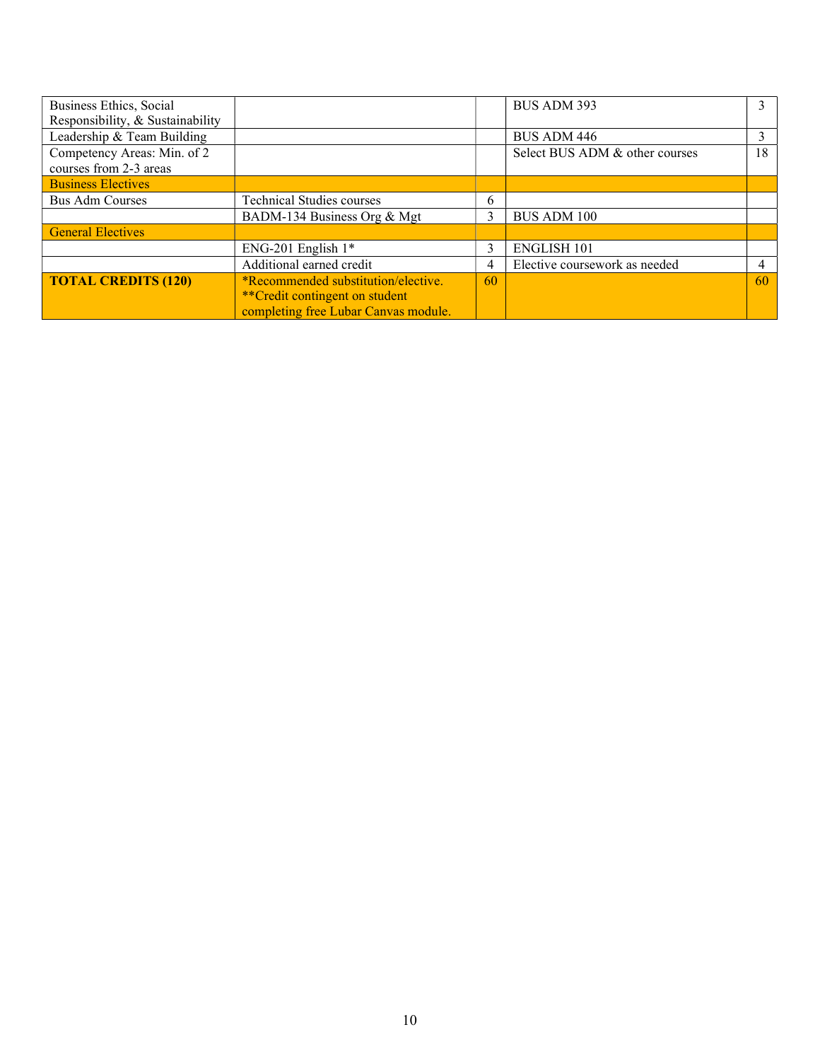| | | | | |
|---|---|---|---|---|
| Business Ethics, Social Responsibility, & Sustainability | | | BUS ADM 393 | 3 |
| Leadership & Team Building | | | BUS ADM 446 | 3 |
| Competency Areas: Min. of 2 courses from 2-3 areas | | | Select BUS ADM & other courses | 18 |
| Business Electives | | | | |
| Bus Adm Courses | Technical Studies courses | 6 | | |
| | BADM-134 Business Org & Mgt | 3 | BUS ADM 100 | |
| General Electives | | | | |
| | ENG-201 English 1* | 3 | ENGLISH 101 | |
| | Additional earned credit | 4 | Elective coursework as needed | 4 |
| **TOTAL CREDITS (120)** | *Recommended substitution/elective. **Credit contingent on student completing free Lubar Canvas module. | 60 | | 60 |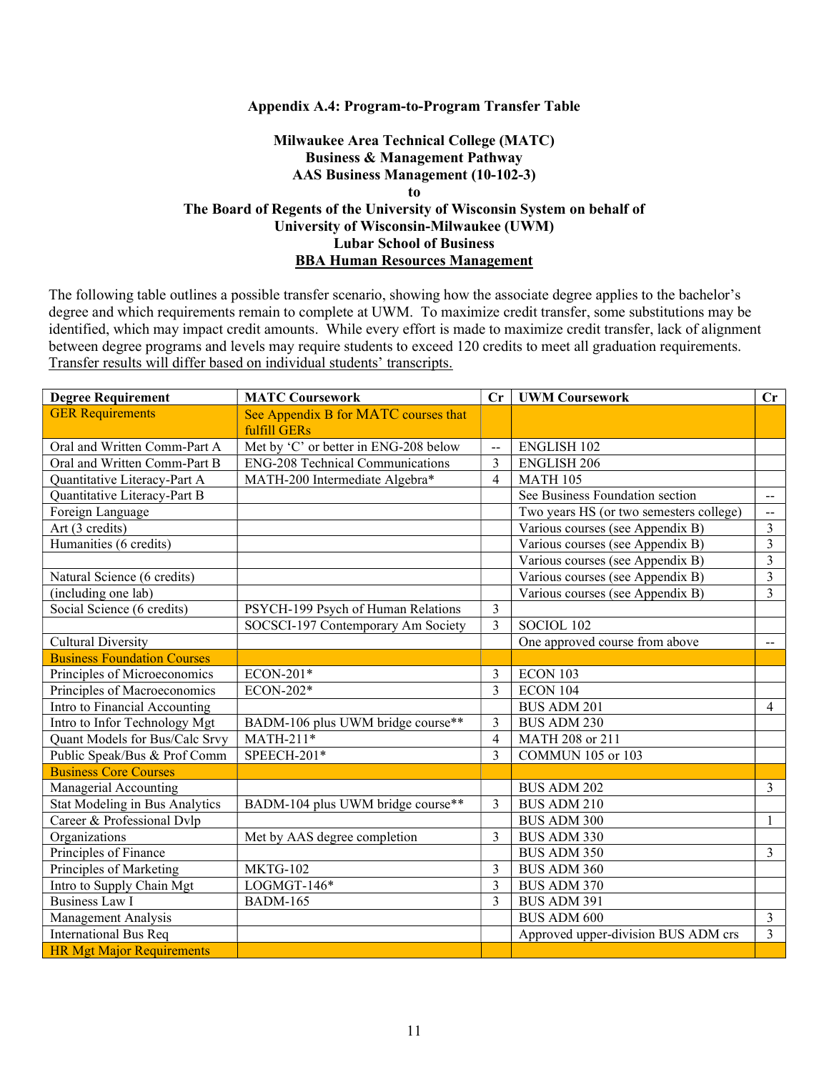**Appendix A.4: Program-to-Program Transfer Table**

**Milwaukee Area Technical College (MATC)**
**Business & Management Pathway**
**AAS Business Management (10-102-3)**
**to**
**The Board of Regents of the University of Wisconsin System on behalf of**
**University of Wisconsin-Milwaukee (UWM)**
**Lubar School of Business**
**BBA Human Resources Management**

The following table outlines a possible transfer scenario, showing how the associate degree applies to the bachelor's degree and which requirements remain to complete at UWM. To maximize credit transfer, some substitutions may be identified, which may impact credit amounts. While every effort is made to maximize credit transfer, lack of alignment between degree programs and levels may require students to exceed 120 credits to meet all graduation requirements. Transfer results will differ based on individual students' transcripts.

| Degree Requirement | MATC Coursework | Cr | UWM Coursework | Cr |
|---|---|---|---|---|
| GER Requirements | See Appendix B for MATC courses that fulfill GERs | | | |
| Oral and Written Comm-Part A | Met by 'C' or better in ENG-208 below | -- | ENGLISH 102 | |
| Oral and Written Comm-Part B | ENG-208 Technical Communications | 3 | ENGLISH 206 | |
| Quantitative Literacy-Part A | MATH-200 Intermediate Algebra* | 4 | MATH 105 | |
| Quantitative Literacy-Part B | | | See Business Foundation section | -- |
| Foreign Language | | | Two years HS (or two semesters college) | -- |
| Art (3 credits) | | | Various courses (see Appendix B) | 3 |
| Humanities (6 credits) | | | Various courses (see Appendix B) | 3 |
| | | | Various courses (see Appendix B) | 3 |
| Natural Science (6 credits) | | | Various courses (see Appendix B) | 3 |
| (including one lab) | | | Various courses (see Appendix B) | 3 |
| Social Science (6 credits) | PSYCH-199 Psych of Human Relations | 3 | | |
| | SOCSCI-197 Contemporary Am Society | 3 | SOCIOL 102 | |
| Cultural Diversity | | | One approved course from above | -- |
| Business Foundation Courses | | | | |
| Principles of Microeconomics | ECON-201* | 3 | ECON 103 | |
| Principles of Macroeconomics | ECON-202* | 3 | ECON 104 | |
| Intro to Financial Accounting | | | BUS ADM 201 | 4 |
| Intro to Infor Technology Mgt | BADM-106 plus UWM bridge course** | 3 | BUS ADM 230 | |
| Quant Models for Bus/Calc Srvy | MATH-211* | 4 | MATH 208 or 211 | |
| Public Speak/Bus & Prof Comm | SPEECH-201* | 3 | COMMUN 105 or 103 | |
| Business Core Courses | | | | |
| Managerial Accounting | | | BUS ADM 202 | 3 |
| Stat Modeling in Bus Analytics | BADM-104 plus UWM bridge course** | 3 | BUS ADM 210 | |
| Career & Professional Dvlp | | | BUS ADM 300 | 1 |
| Organizations | Met by AAS degree completion | 3 | BUS ADM 330 | |
| Principles of Finance | | | BUS ADM 350 | 3 |
| Principles of Marketing | MKTG-102 | 3 | BUS ADM 360 | |
| Intro to Supply Chain Mgt | LOGMGT-146* | 3 | BUS ADM 370 | |
| Business Law I | BADM-165 | 3 | BUS ADM 391 | |
| Management Analysis | | | BUS ADM 600 | 3 |
| International Bus Req | | | Approved upper-division BUS ADM crs | 3 |
| HR Mgt Major Requirements | | | | |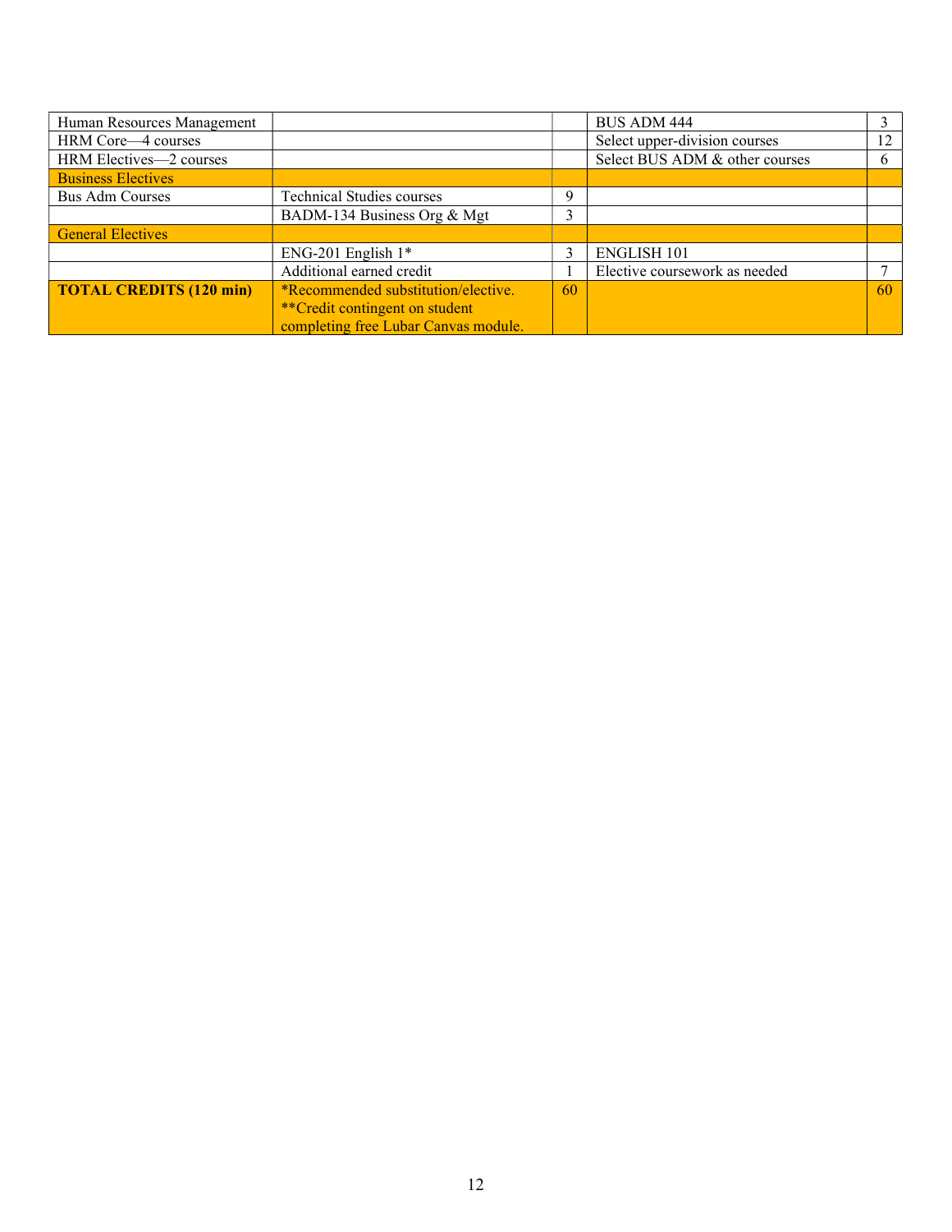| | | | | |
|---|---|---|---|---|
| Human Resources Management | | | BUS ADM 444 | 3 |
| HRM Core—4 courses | | | Select upper-division courses | 12 |
| HRM Electives—2 courses | | | Select BUS ADM & other courses | 6 |
| Business Electives | | | | |
| Bus Adm Courses | Technical Studies courses | 9 | | |
| | BADM-134 Business Org & Mgt | 3 | | |
| General Electives | | | | |
| | ENG-201 English 1* | 3 | ENGLISH 101 | |
| | Additional earned credit | 1 | Elective coursework as needed | 7 |
| **TOTAL CREDITS (120 min)** | *Recommended substitution/elective. **Credit contingent on student completing free Lubar Canvas module. | 60 | | 60 |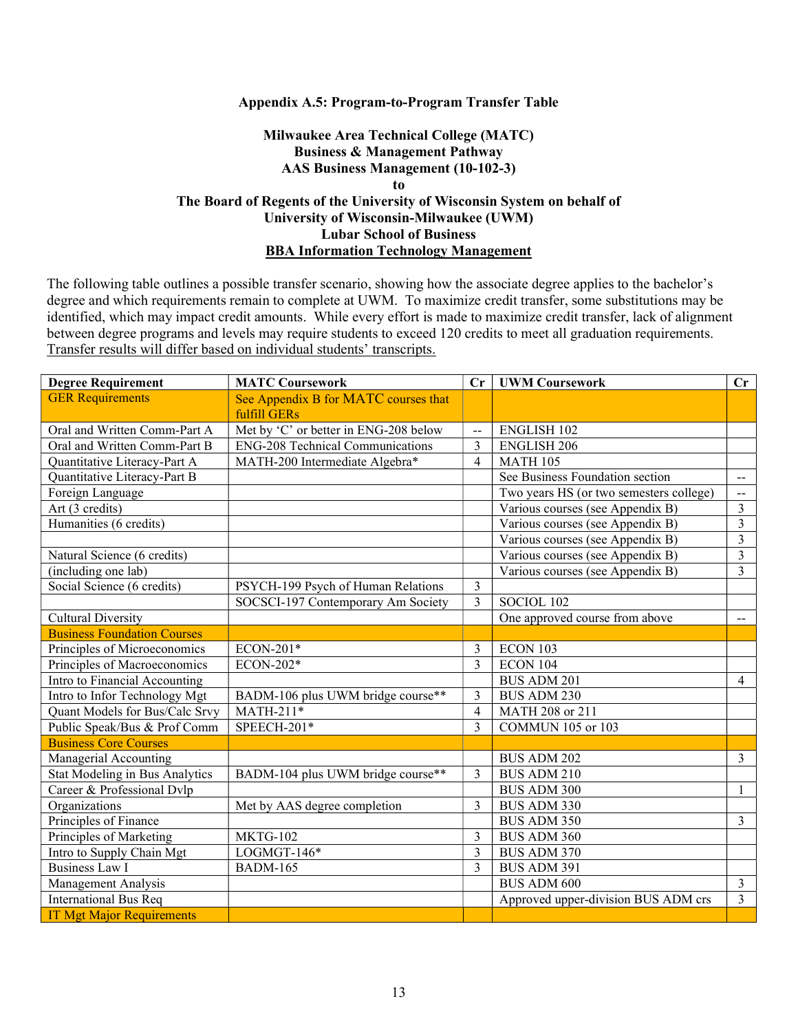**Appendix A.5: Program-to-Program Transfer Table**

**Milwaukee Area Technical College (MATC)**
**Business & Management Pathway**
**AAS Business Management (10-102-3)**
**to**
**The Board of Regents of the University of Wisconsin System on behalf of**
**University of Wisconsin-Milwaukee (UWM)**
**Lubar School of Business**
**BBA Information Technology Management**

The following table outlines a possible transfer scenario, showing how the associate degree applies to the bachelor's degree and which requirements remain to complete at UWM. To maximize credit transfer, some substitutions may be identified, which may impact credit amounts. While every effort is made to maximize credit transfer, lack of alignment between degree programs and levels may require students to exceed 120 credits to meet all graduation requirements. Transfer results will differ based on individual students' transcripts.

| Degree Requirement | MATC Coursework | Cr | UWM Coursework | Cr |
|---|---|---|---|---|
| GER Requirements | See Appendix B for MATC courses that fulfill GERs | | | |
| Oral and Written Comm-Part A | Met by 'C' or better in ENG-208 below | -- | ENGLISH 102 | |
| Oral and Written Comm-Part B | ENG-208 Technical Communications | 3 | ENGLISH 206 | |
| Quantitative Literacy-Part A | MATH-200 Intermediate Algebra* | 4 | MATH 105 | |
| Quantitative Literacy-Part B | | | See Business Foundation section | -- |
| Foreign Language | | | Two years HS (or two semesters college) | -- |
| Art (3 credits) | | | Various courses (see Appendix B) | 3 |
| Humanities (6 credits) | | | Various courses (see Appendix B) | 3 |
| | | | Various courses (see Appendix B) | 3 |
| Natural Science (6 credits) | | | Various courses (see Appendix B) | 3 |
| (including one lab) | | | Various courses (see Appendix B) | 3 |
| Social Science (6 credits) | PSYCH-199 Psych of Human Relations | 3 | | |
| | SOCSCI-197 Contemporary Am Society | 3 | SOCIOL 102 | |
| Cultural Diversity | | | One approved course from above | -- |
| Business Foundation Courses | | | | |
| Principles of Microeconomics | ECON-201* | 3 | ECON 103 | |
| Principles of Macroeconomics | ECON-202* | 3 | ECON 104 | |
| Intro to Financial Accounting | | | BUS ADM 201 | 4 |
| Intro to Infor Technology Mgt | BADM-106 plus UWM bridge course** | 3 | BUS ADM 230 | |
| Quant Models for Bus/Calc Srvy | MATH-211* | 4 | MATH 208 or 211 | |
| Public Speak/Bus & Prof Comm | SPEECH-201* | 3 | COMMUN 105 or 103 | |
| Business Core Courses | | | | |
| Managerial Accounting | | | BUS ADM 202 | 3 |
| Stat Modeling in Bus Analytics | BADM-104 plus UWM bridge course** | 3 | BUS ADM 210 | |
| Career & Professional Dvlp | | | BUS ADM 300 | 1 |
| Organizations | Met by AAS degree completion | 3 | BUS ADM 330 | |
| Principles of Finance | | | BUS ADM 350 | 3 |
| Principles of Marketing | MKTG-102 | 3 | BUS ADM 360 | |
| Intro to Supply Chain Mgt | LOGMGT-146* | 3 | BUS ADM 370 | |
| Business Law I | BADM-165 | 3 | BUS ADM 391 | |
| Management Analysis | | | BUS ADM 600 | 3 |
| International Bus Req | | | Approved upper-division BUS ADM crs | 3 |
| IT Mgt Major Requirements | | | | |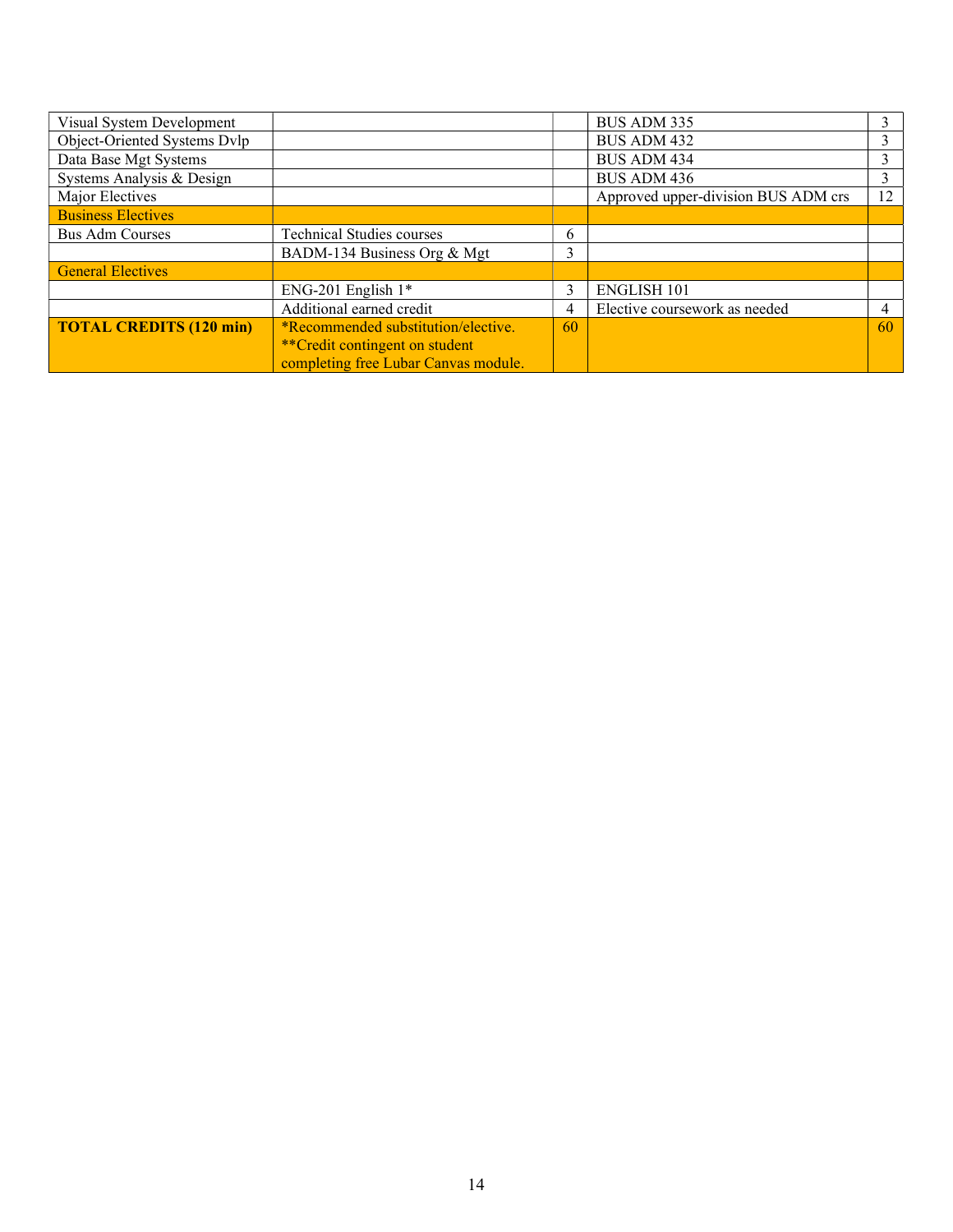| | | | | |
|---|---|---|---|---|
| Visual System Development | | | BUS ADM 335 | 3 |
| Object-Oriented Systems Dvlp | | | BUS ADM 432 | 3 |
| Data Base Mgt Systems | | | BUS ADM 434 | 3 |
| Systems Analysis & Design | | | BUS ADM 436 | 3 |
| Major Electives | | | Approved upper-division BUS ADM crs | 12 |
| Business Electives | | | | |
| Bus Adm Courses | Technical Studies courses | 6 | | |
| | BADM-134 Business Org & Mgt | 3 | | |
| General Electives | | | | |
| | ENG-201 English 1* | 3 | ENGLISH 101 | |
| | Additional earned credit | 4 | Elective coursework as needed | 4 |
| **TOTAL CREDITS (120 min)** | *Recommended substitution/elective. **Credit contingent on student completing free Lubar Canvas module. | 60 | | 60 |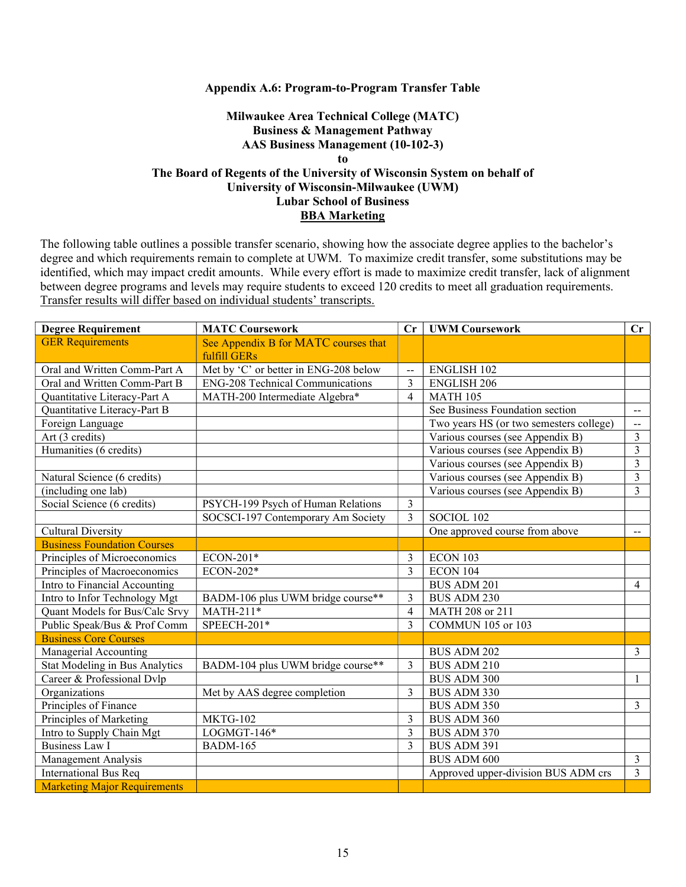**Appendix A.6: Program-to-Program Transfer Table**

**Milwaukee Area Technical College (MATC)**
**Business & Management Pathway**
**AAS Business Management (10-102-3)**
**to**
**The Board of Regents of the University of Wisconsin System on behalf of**
**University of Wisconsin-Milwaukee (UWM)**
**Lubar School of Business**
**BBA Marketing**

The following table outlines a possible transfer scenario, showing how the associate degree applies to the bachelor's degree and which requirements remain to complete at UWM. To maximize credit transfer, some substitutions may be identified, which may impact credit amounts. While every effort is made to maximize credit transfer, lack of alignment between degree programs and levels may require students to exceed 120 credits to meet all graduation requirements. Transfer results will differ based on individual students' transcripts.

| Degree Requirement | MATC Coursework | Cr | UWM Coursework | Cr |
|---|---|---|---|---|
| GER Requirements | See Appendix B for MATC courses that fulfill GERs | | | |
| Oral and Written Comm-Part A | Met by 'C' or better in ENG-208 below | -- | ENGLISH 102 | |
| Oral and Written Comm-Part B | ENG-208 Technical Communications | 3 | ENGLISH 206 | |
| Quantitative Literacy-Part A | MATH-200 Intermediate Algebra* | 4 | MATH 105 | |
| Quantitative Literacy-Part B | | | See Business Foundation section | -- |
| Foreign Language | | | Two years HS (or two semesters college) | -- |
| Art (3 credits) | | | Various courses (see Appendix B) | 3 |
| Humanities (6 credits) | | | Various courses (see Appendix B) | 3 |
| | | | Various courses (see Appendix B) | 3 |
| Natural Science (6 credits) | | | Various courses (see Appendix B) | 3 |
| (including one lab) | | | Various courses (see Appendix B) | 3 |
| Social Science (6 credits) | PSYCH-199 Psych of Human Relations | 3 | | |
| | SOCSCI-197 Contemporary Am Society | 3 | SOCIOL 102 | |
| Cultural Diversity | | | One approved course from above | -- |
| Business Foundation Courses | | | | |
| Principles of Microeconomics | ECON-201* | 3 | ECON 103 | |
| Principles of Macroeconomics | ECON-202* | 3 | ECON 104 | |
| Intro to Financial Accounting | | | BUS ADM 201 | 4 |
| Intro to Infor Technology Mgt | BADM-106 plus UWM bridge course** | 3 | BUS ADM 230 | |
| Quant Models for Bus/Calc Srvy | MATH-211* | 4 | MATH 208 or 211 | |
| Public Speak/Bus & Prof Comm | SPEECH-201* | 3 | COMMUN 105 or 103 | |
| Business Core Courses | | | | |
| Managerial Accounting | | | BUS ADM 202 | 3 |
| Stat Modeling in Bus Analytics | BADM-104 plus UWM bridge course** | 3 | BUS ADM 210 | |
| Career & Professional Dvlp | | | BUS ADM 300 | 1 |
| Organizations | Met by AAS degree completion | 3 | BUS ADM 330 | |
| Principles of Finance | | | BUS ADM 350 | 3 |
| Principles of Marketing | MKTG-102 | 3 | BUS ADM 360 | |
| Intro to Supply Chain Mgt | LOGMGT-146* | 3 | BUS ADM 370 | |
| Business Law I | BADM-165 | 3 | BUS ADM 391 | |
| Management Analysis | | | BUS ADM 600 | 3 |
| International Bus Req | | | Approved upper-division BUS ADM crs | 3 |
| Marketing Major Requirements | | | | |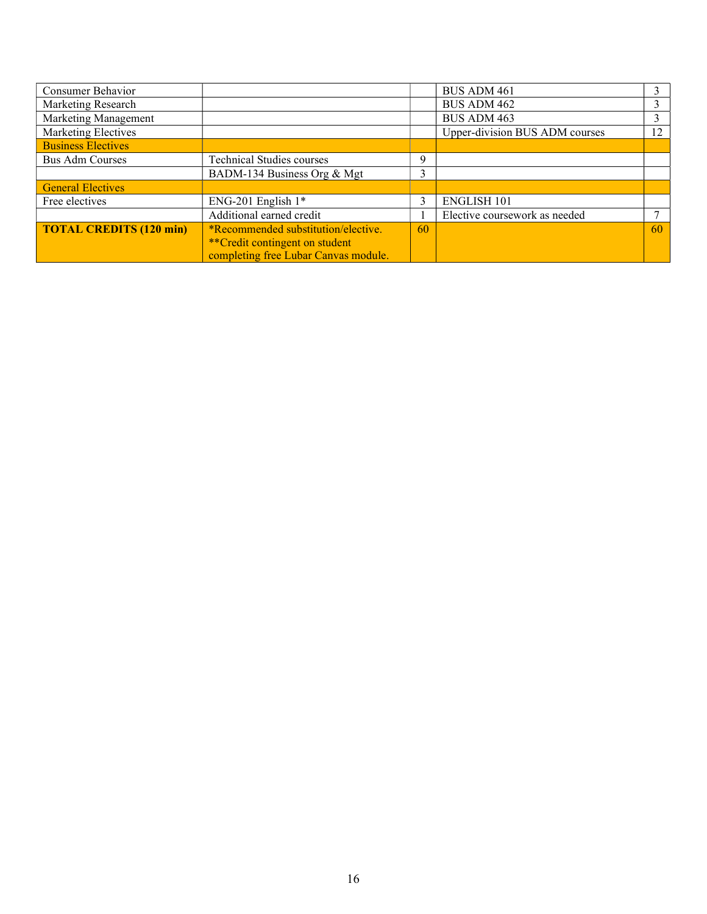| Consumer Behavior | | | BUS ADM 461 | 3 |
|---|---|---|---|---|
| Marketing Research | | | BUS ADM 462 | 3 |
| Marketing Management | | | BUS ADM 463 | 3 |
| Marketing Electives | | | Upper-division BUS ADM courses | 12 |
| Business Electives | | | | |
| Bus Adm Courses | Technical Studies courses | 9 | | |
| | BADM-134 Business Org & Mgt | 3 | | |
| General Electives | | | | |
| Free electives | ENG-201 English 1* | 3 | ENGLISH 101 | |
| | Additional earned credit | 1 | Elective coursework as needed | 7 |
| **TOTAL CREDITS (120 min)** | *Recommended substitution/elective. **Credit contingent on student completing free Lubar Canvas module. | 60 | | 60 |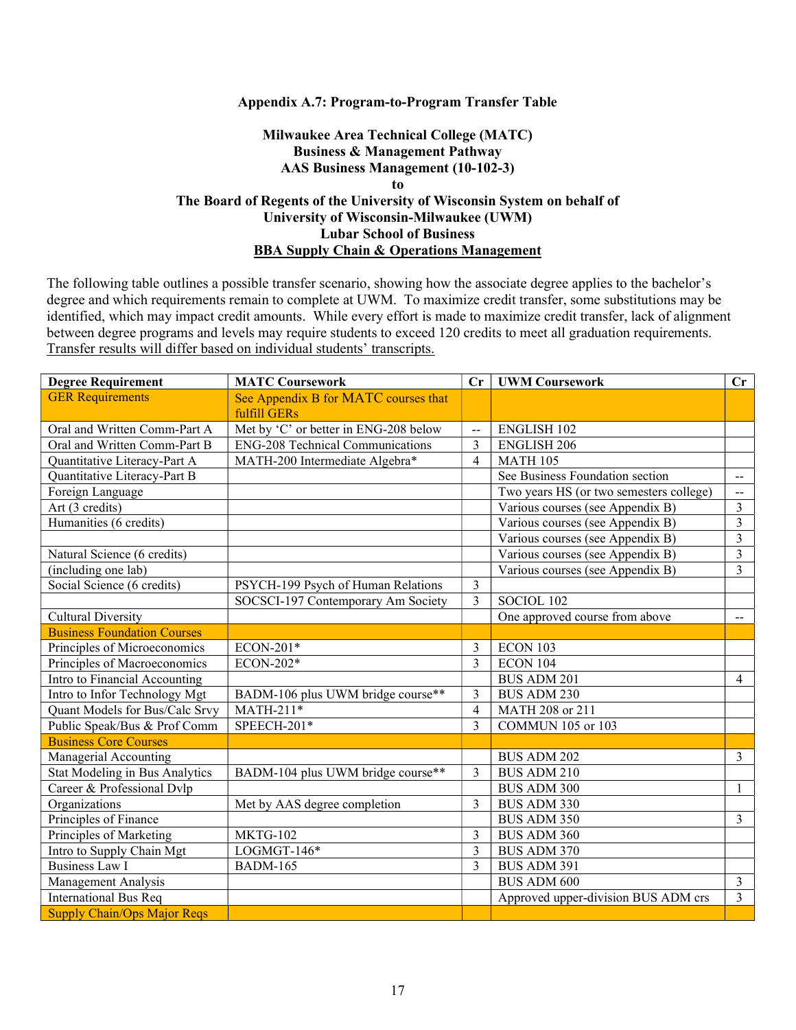**Appendix A.7: Program-to-Program Transfer Table**

**Milwaukee Area Technical College (MATC)**
**Business & Management Pathway**
**AAS Business Management (10-102-3)**
**to**
**The Board of Regents of the University of Wisconsin System on behalf of**
**University of Wisconsin-Milwaukee (UWM)**
**Lubar School of Business**
**BBA Supply Chain & Operations Management**

The following table outlines a possible transfer scenario, showing how the associate degree applies to the bachelor's degree and which requirements remain to complete at UWM. To maximize credit transfer, some substitutions may be identified, which may impact credit amounts. While every effort is made to maximize credit transfer, lack of alignment between degree programs and levels may require students to exceed 120 credits to meet all graduation requirements. Transfer results will differ based on individual students' transcripts.

| Degree Requirement | MATC Coursework | Cr | UWM Coursework | Cr |
|---|---|---|---|---|
| GER Requirements | See Appendix B for MATC courses that fulfill GERs | | | |
| Oral and Written Comm-Part A | Met by 'C' or better in ENG-208 below | -- | ENGLISH 102 | |
| Oral and Written Comm-Part B | ENG-208 Technical Communications | 3 | ENGLISH 206 | |
| Quantitative Literacy-Part A | MATH-200 Intermediate Algebra* | 4 | MATH 105 | |
| Quantitative Literacy-Part B | | | See Business Foundation section | -- |
| Foreign Language | | | Two years HS (or two semesters college) | -- |
| Art (3 credits) | | | Various courses (see Appendix B) | 3 |
| Humanities (6 credits) | | | Various courses (see Appendix B) | 3 |
| | | | Various courses (see Appendix B) | 3 |
| Natural Science (6 credits) | | | Various courses (see Appendix B) | 3 |
| (including one lab) | | | Various courses (see Appendix B) | 3 |
| Social Science (6 credits) | PSYCH-199 Psych of Human Relations | 3 | | |
| | SOCSCI-197 Contemporary Am Society | 3 | SOCIOL 102 | |
| Cultural Diversity | | | One approved course from above | -- |
| Business Foundation Courses | | | | |
| Principles of Microeconomics | ECON-201* | 3 | ECON 103 | |
| Principles of Macroeconomics | ECON-202* | 3 | ECON 104 | |
| Intro to Financial Accounting | | | BUS ADM 201 | 4 |
| Intro to Infor Technology Mgt | BADM-106 plus UWM bridge course** | 3 | BUS ADM 230 | |
| Quant Models for Bus/Calc Srvy | MATH-211* | 4 | MATH 208 or 211 | |
| Public Speak/Bus & Prof Comm | SPEECH-201* | 3 | COMMUN 105 or 103 | |
| Business Core Courses | | | | |
| Managerial Accounting | | | BUS ADM 202 | 3 |
| Stat Modeling in Bus Analytics | BADM-104 plus UWM bridge course** | 3 | BUS ADM 210 | |
| Career & Professional Dvlp | | | BUS ADM 300 | 1 |
| Organizations | Met by AAS degree completion | 3 | BUS ADM 330 | |
| Principles of Finance | | | BUS ADM 350 | 3 |
| Principles of Marketing | MKTG-102 | 3 | BUS ADM 360 | |
| Intro to Supply Chain Mgt | LOGMGT-146* | 3 | BUS ADM 370 | |
| Business Law I | BADM-165 | 3 | BUS ADM 391 | |
| Management Analysis | | | BUS ADM 600 | 3 |
| International Bus Req | | | Approved upper-division BUS ADM crs | 3 |
| Supply Chain/Ops Major Reqs | | | | |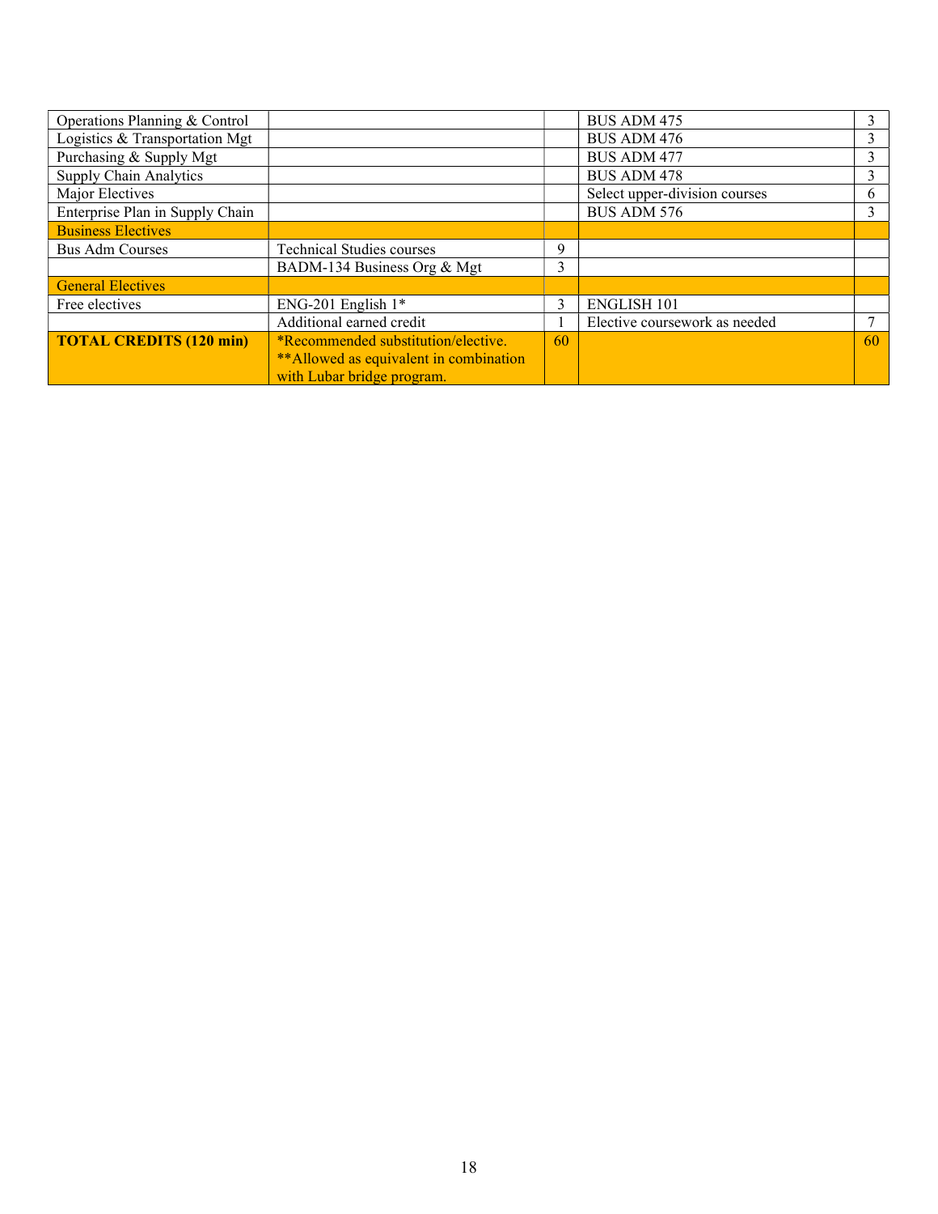| | | | | |
|---|---|---|---|---|
| Operations Planning & Control | | | BUS ADM 475 | 3 |
| Logistics & Transportation Mgt | | | BUS ADM 476 | 3 |
| Purchasing & Supply Mgt | | | BUS ADM 477 | 3 |
| Supply Chain Analytics | | | BUS ADM 478 | 3 |
| Major Electives | | | Select upper-division courses | 6 |
| Enterprise Plan in Supply Chain | | | BUS ADM 576 | 3 |
| Business Electives | | | | |
| Bus Adm Courses | Technical Studies courses | 9 | | |
| | BADM-134 Business Org & Mgt | 3 | | |
| General Electives | | | | |
| Free electives | ENG-201 English 1* | 3 | ENGLISH 101 | |
| | Additional earned credit | 1 | Elective coursework as needed | 7 |
| **TOTAL CREDITS (120 min)** | *Recommended substitution/elective. **Allowed as equivalent in combination with Lubar bridge program. | 60 | | 60 |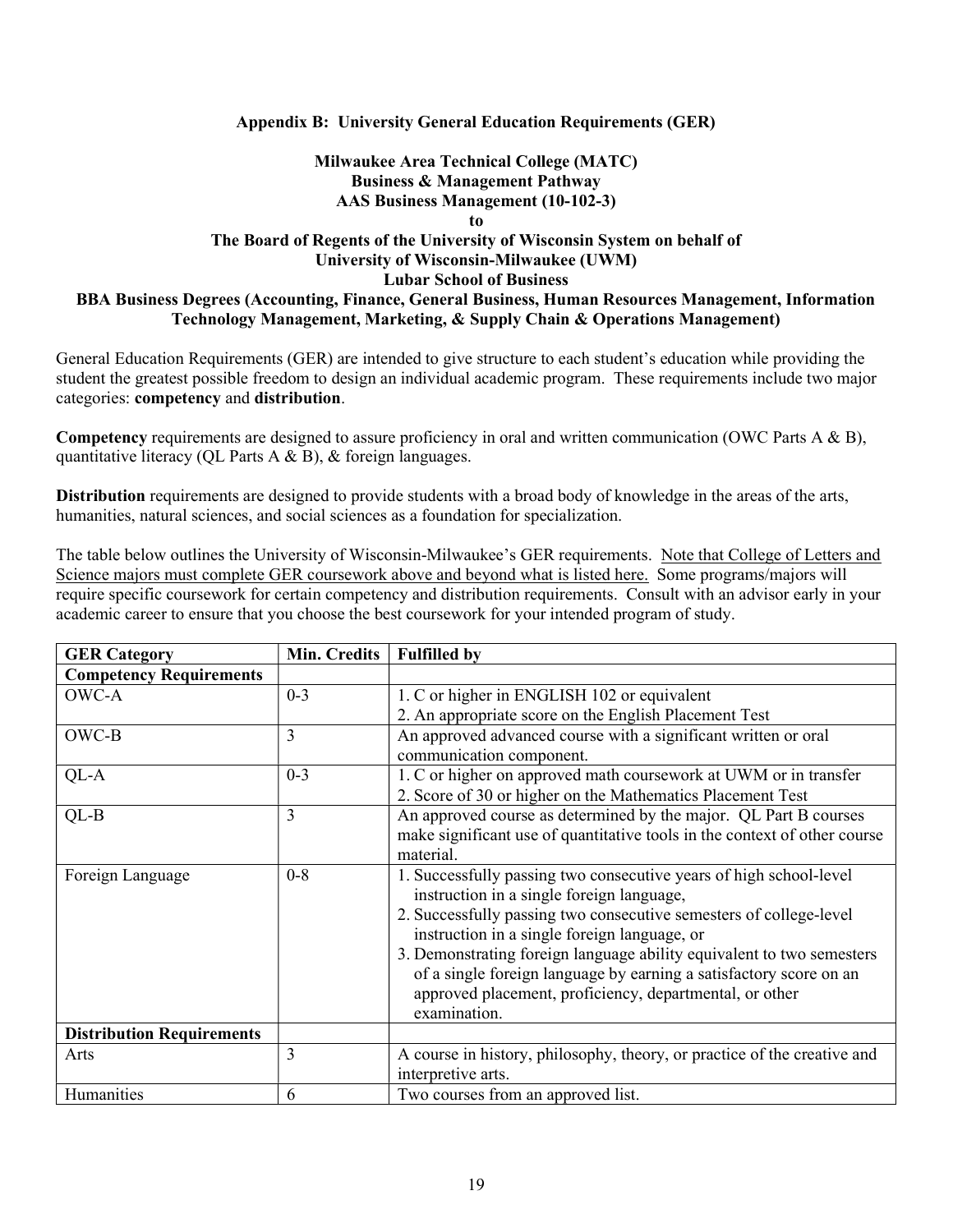### Appendix B: University General Education Requirements (GER)

**Milwaukee Area Technical College (MATC)**
**Business & Management Pathway**
**AAS Business Management (10-102-3)**
**to**
**The Board of Regents of the University of Wisconsin System on behalf of**
**University of Wisconsin-Milwaukee (UWM)**
**Lubar School of Business**
**BBA Business Degrees (Accounting, Finance, General Business, Human Resources Management, Information Technology Management, Marketing, & Supply Chain & Operations Management)**

General Education Requirements (GER) are intended to give structure to each student's education while providing the student the greatest possible freedom to design an individual academic program. These requirements include two major categories: **competency** and **distribution**.

**Competency** requirements are designed to assure proficiency in oral and written communication (OWC Parts A & B), quantitative literacy (QL Parts A & B), & foreign languages.

**Distribution** requirements are designed to provide students with a broad body of knowledge in the areas of the arts, humanities, natural sciences, and social sciences as a foundation for specialization.

The table below outlines the University of Wisconsin-Milwaukee's GER requirements. Note that College of Letters and Science majors must complete GER coursework above and beyond what is listed here. Some programs/majors will require specific coursework for certain competency and distribution requirements. Consult with an advisor early in your academic career to ensure that you choose the best coursework for your intended program of study.

| GER Category | Min. Credits | Fulfilled by |
|---|---|---|
| **Competency Requirements** | | |
| OWC-A | 0-3 | 1. C or higher in ENGLISH 102 or equivalent<br>2. An appropriate score on the English Placement Test |
| OWC-B | 3 | An approved advanced course with a significant written or oral communication component. |
| QL-A | 0-3 | 1. C or higher on approved math coursework at UWM or in transfer<br>2. Score of 30 or higher on the Mathematics Placement Test |
| QL-B | 3 | An approved course as determined by the major. QL Part B courses make significant use of quantitative tools in the context of other course material. |
| Foreign Language | 0-8 | 1. Successfully passing two consecutive years of high school-level instruction in a single foreign language,<br>2. Successfully passing two consecutive semesters of college-level instruction in a single foreign language, or<br>3. Demonstrating foreign language ability equivalent to two semesters of a single foreign language by earning a satisfactory score on an approved placement, proficiency, departmental, or other examination. |
| **Distribution Requirements** | | |
| Arts | 3 | A course in history, philosophy, theory, or practice of the creative and interpretive arts. |
| Humanities | 6 | Two courses from an approved list. |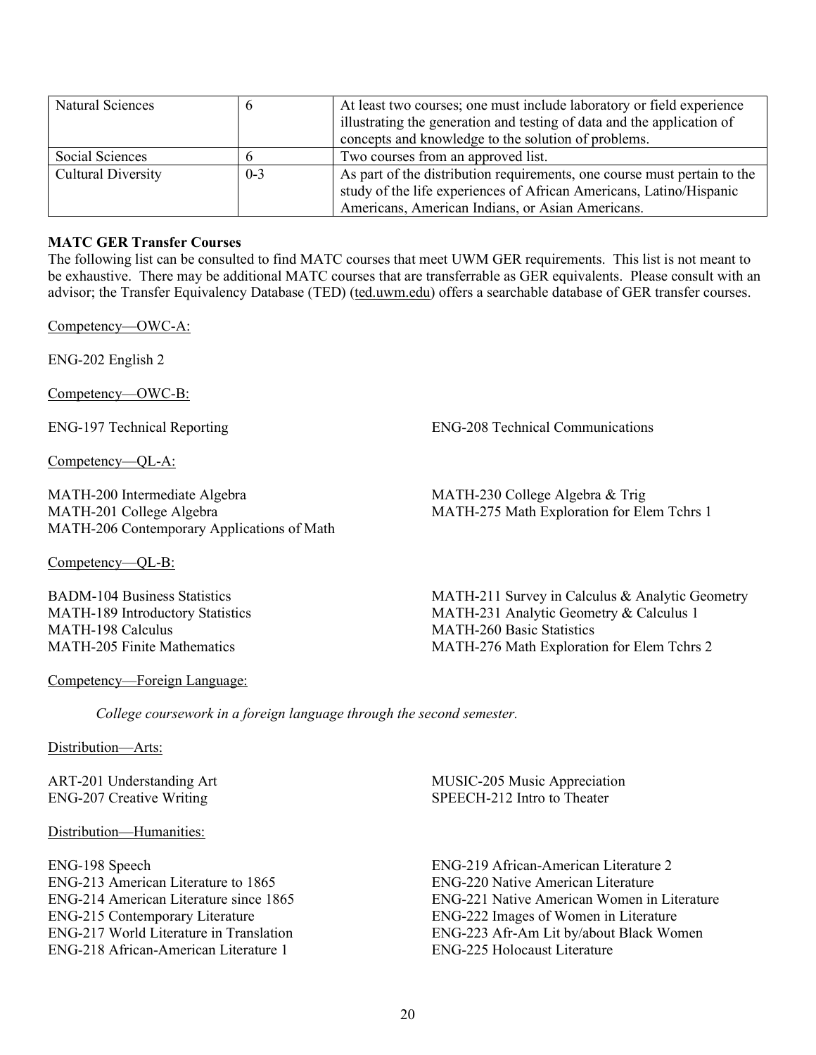| | | |
|---|---|---|
| Natural Sciences | 6 | At least two courses; one must include laboratory or field experience illustrating the generation and testing of data and the application of concepts and knowledge to the solution of problems. |
| Social Sciences | 6 | Two courses from an approved list. |
| Cultural Diversity | 0-3 | As part of the distribution requirements, one course must pertain to the study of the life experiences of African Americans, Latino/Hispanic Americans, American Indians, or Asian Americans. |

**MATC GER Transfer Courses**

The following list can be consulted to find MATC courses that meet UWM GER requirements. This list is not meant to be exhaustive. There may be additional MATC courses that are transferrable as GER equivalents. Please consult with an advisor; the Transfer Equivalency Database (TED) (ted.uwm.edu) offers a searchable database of GER transfer courses.

Competency—OWC-A:

ENG-202 English 2

Competency—OWC-B:

ENG-197 Technical Reporting
ENG-208 Technical Communications

Competency—QL-A:

MATH-200 Intermediate Algebra
MATH-201 College Algebra
MATH-206 Contemporary Applications of Math
MATH-230 College Algebra & Trig
MATH-275 Math Exploration for Elem Tchrs 1

Competency—QL-B:

BADM-104 Business Statistics
MATH-189 Introductory Statistics
MATH-198 Calculus
MATH-205 Finite Mathematics
MATH-211 Survey in Calculus & Analytic Geometry
MATH-231 Analytic Geometry & Calculus 1
MATH-260 Basic Statistics
MATH-276 Math Exploration for Elem Tchrs 2

Competency—Foreign Language:

*College coursework in a foreign language through the second semester.*

Distribution—Arts:

ART-201 Understanding Art
ENG-207 Creative Writing
MUSIC-205 Music Appreciation
SPEECH-212 Intro to Theater

Distribution—Humanities:

ENG-198 Speech
ENG-213 American Literature to 1865
ENG-214 American Literature since 1865
ENG-215 Contemporary Literature
ENG-217 World Literature in Translation
ENG-218 African-American Literature 1
ENG-219 African-American Literature 2
ENG-220 Native American Literature
ENG-221 Native American Women in Literature
ENG-222 Images of Women in Literature
ENG-223 Afr-Am Lit by/about Black Women
ENG-225 Holocaust Literature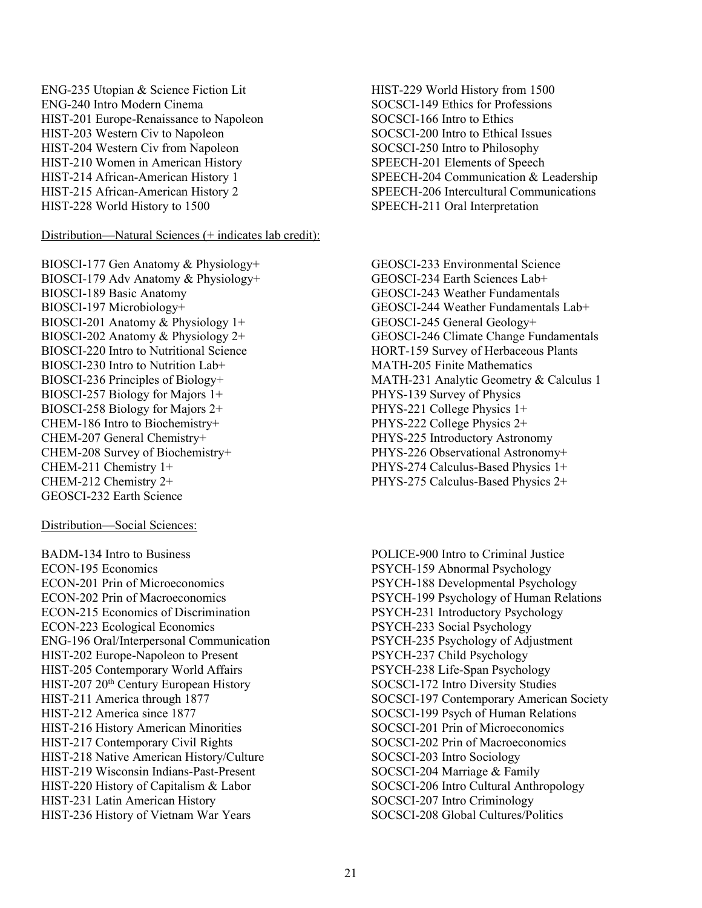ENG-235 Utopian & Science Fiction Lit
ENG-240 Intro Modern Cinema
HIST-201 Europe-Renaissance to Napoleon
HIST-203 Western Civ to Napoleon
HIST-204 Western Civ from Napoleon
HIST-210 Women in American History
HIST-214 African-American History 1
HIST-215 African-American History 2
HIST-228 World History to 1500
HIST-229 World History from 1500
SOCSCI-149 Ethics for Professions
SOCSCI-166 Intro to Ethics
SOCSCI-200 Intro to Ethical Issues
SOCSCI-250 Intro to Philosophy
SPEECH-201 Elements of Speech
SPEECH-204 Communication & Leadership
SPEECH-206 Intercultural Communications
SPEECH-211 Oral Interpretation

Distribution—Natural Sciences (+ indicates lab credit):

BIOSCI-177 Gen Anatomy & Physiology+
BIOSCI-179 Adv Anatomy & Physiology+
BIOSCI-189 Basic Anatomy
BIOSCI-197 Microbiology+
BIOSCI-201 Anatomy & Physiology 1+
BIOSCI-202 Anatomy & Physiology 2+
BIOSCI-220 Intro to Nutritional Science
BIOSCI-230 Intro to Nutrition Lab+
BIOSCI-236 Principles of Biology+
BIOSCI-257 Biology for Majors 1+
BIOSCI-258 Biology for Majors 2+
CHEM-186 Intro to Biochemistry+
CHEM-207 General Chemistry+
CHEM-208 Survey of Biochemistry+
CHEM-211 Chemistry 1+
CHEM-212 Chemistry 2+
GEOSCI-232 Earth Science
GEOSCI-233 Environmental Science
GEOSCI-234 Earth Sciences Lab+
GEOSCI-243 Weather Fundamentals
GEOSCI-244 Weather Fundamentals Lab+
GEOSCI-245 General Geology+
GEOSCI-246 Climate Change Fundamentals
HORT-159 Survey of Herbaceous Plants
MATH-205 Finite Mathematics
MATH-231 Analytic Geometry & Calculus 1
PHYS-139 Survey of Physics
PHYS-221 College Physics 1+
PHYS-222 College Physics 2+
PHYS-225 Introductory Astronomy
PHYS-226 Observational Astronomy+
PHYS-274 Calculus-Based Physics 1+
PHYS-275 Calculus-Based Physics 2+

Distribution—Social Sciences:

BADM-134 Intro to Business
ECON-195 Economics
ECON-201 Prin of Microeconomics
ECON-202 Prin of Macroeconomics
ECON-215 Economics of Discrimination
ECON-223 Ecological Economics
ENG-196 Oral/Interpersonal Communication
HIST-202 Europe-Napoleon to Present
HIST-205 Contemporary World Affairs
HIST-207 20th Century European History
HIST-211 America through 1877
HIST-212 America since 1877
HIST-216 History American Minorities
HIST-217 Contemporary Civil Rights
HIST-218 Native American History/Culture
HIST-219 Wisconsin Indians-Past-Present
HIST-220 History of Capitalism & Labor
HIST-231 Latin American History
HIST-236 History of Vietnam War Years
POLICE-900 Intro to Criminal Justice
PSYCH-159 Abnormal Psychology
PSYCH-188 Developmental Psychology
PSYCH-199 Psychology of Human Relations
PSYCH-231 Introductory Psychology
PSYCH-233 Social Psychology
PSYCH-235 Psychology of Adjustment
PSYCH-237 Child Psychology
PSYCH-238 Life-Span Psychology
SOCSCI-172 Intro Diversity Studies
SOCSCI-197 Contemporary American Society
SOCSCI-199 Psych of Human Relations
SOCSCI-201 Prin of Microeconomics
SOCSCI-202 Prin of Macroeconomics
SOCSCI-203 Intro Sociology
SOCSCI-204 Marriage & Family
SOCSCI-206 Intro Cultural Anthropology
SOCSCI-207 Intro Criminology
SOCSCI-208 Global Cultures/Politics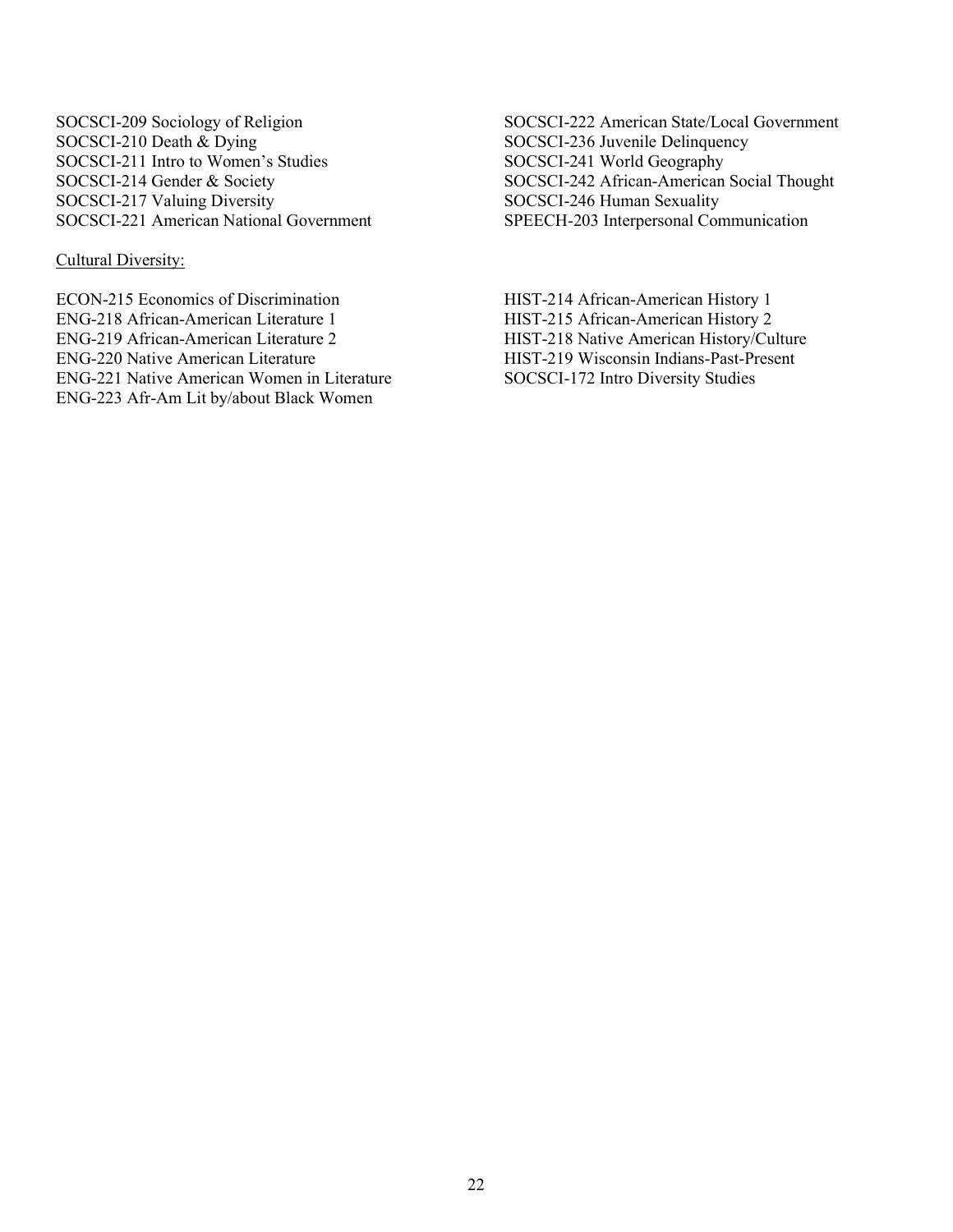SOCSCI-209 Sociology of Religion
SOCSCI-210 Death & Dying
SOCSCI-211 Intro to Women's Studies
SOCSCI-214 Gender & Society
SOCSCI-217 Valuing Diversity
SOCSCI-221 American National Government
SOCSCI-222 American State/Local Government
SOCSCI-236 Juvenile Delinquency
SOCSCI-241 World Geography
SOCSCI-242 African-American Social Thought
SOCSCI-246 Human Sexuality
SPEECH-203 Interpersonal Communication

<u>Cultural Diversity:</u>

ECON-215 Economics of Discrimination
ENG-218 African-American Literature 1
ENG-219 African-American Literature 2
ENG-220 Native American Literature
ENG-221 Native American Women in Literature
ENG-223 Afr-Am Lit by/about Black Women
HIST-214 African-American History 1
HIST-215 African-American History 2
HIST-218 Native American History/Culture
HIST-219 Wisconsin Indians-Past-Present
SOCSCI-172 Intro Diversity Studies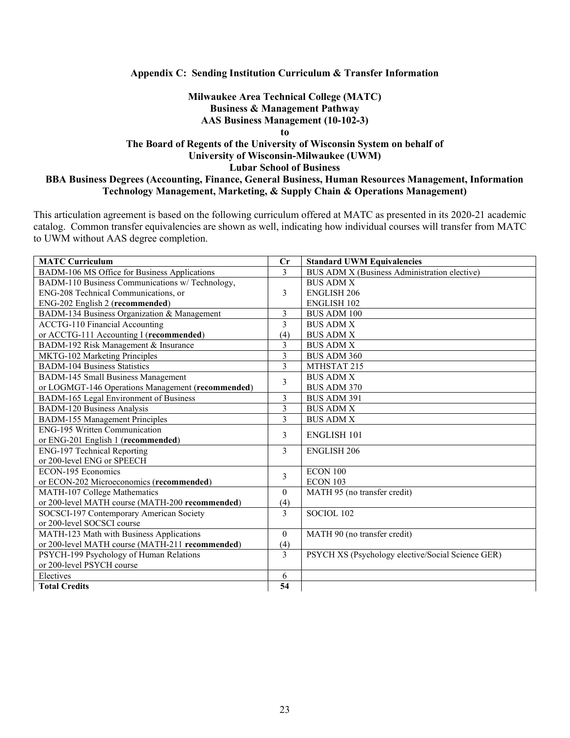**Appendix C: Sending Institution Curriculum & Transfer Information**

**Milwaukee Area Technical College (MATC)**
**Business & Management Pathway**
**AAS Business Management (10-102-3)**
**to**
**The Board of Regents of the University of Wisconsin System on behalf of**
**University of Wisconsin-Milwaukee (UWM)**
**Lubar School of Business**
**BBA Business Degrees (Accounting, Finance, General Business, Human Resources Management, Information Technology Management, Marketing, & Supply Chain & Operations Management)**

This articulation agreement is based on the following curriculum offered at MATC as presented in its 2020-21 academic catalog. Common transfer equivalencies are shown as well, indicating how individual courses will transfer from MATC to UWM without AAS degree completion.

| MATC Curriculum | Cr | Standard UWM Equivalencies |
|---|---|---|
| BADM-106 MS Office for Business Applications | 3 | BUS ADM X (Business Administration elective) |
| BADM-110 Business Communications w/ Technology,<br>ENG-208 Technical Communications, or<br>ENG-202 English 2 (**recommended**) | 3 | BUS ADM X<br>ENGLISH 206<br>ENGLISH 102 |
| BADM-134 Business Organization & Management | 3 | BUS ADM 100 |
| ACCTG-110 Financial Accounting<br>or ACCTG-111 Accounting I (**recommended**) | 3<br>(4) | BUS ADM X<br>BUS ADM X |
| BADM-192 Risk Management & Insurance | 3 | BUS ADM X |
| MKTG-102 Marketing Principles | 3 | BUS ADM 360 |
| BADM-104 Business Statistics | 3 | MTHSTAT 215 |
| BADM-145 Small Business Management<br>or LOGMGT-146 Operations Management (**recommended**) | 3 | BUS ADM X<br>BUS ADM 370 |
| BADM-165 Legal Environment of Business | 3 | BUS ADM 391 |
| BADM-120 Business Analysis | 3 | BUS ADM X |
| BADM-155 Management Principles | 3 | BUS ADM X |
| ENG-195 Written Communication<br>or ENG-201 English 1 (**recommended**) | 3 | ENGLISH 101 |
| ENG-197 Technical Reporting<br>or 200-level ENG or SPEECH | 3 | ENGLISH 206 |
| ECON-195 Economics<br>or ECON-202 Microeconomics (**recommended**) | 3 | ECON 100<br>ECON 103 |
| MATH-107 College Mathematics<br>or 200-level MATH course (MATH-200 **recommended**) | 0<br>(4) | MATH 95 (no transfer credit) |
| SOCSCI-197 Contemporary American Society<br>or 200-level SOCSCI course | 3 | SOCIOL 102 |
| MATH-123 Math with Business Applications<br>or 200-level MATH course (MATH-211 **recommended**) | 0<br>(4) | MATH 90 (no transfer credit) |
| PSYCH-199 Psychology of Human Relations<br>or 200-level PSYCH course | 3 | PSYCH XS (Psychology elective/Social Science GER) |
| Electives | 6 | |
| **Total Credits** | **54** | |